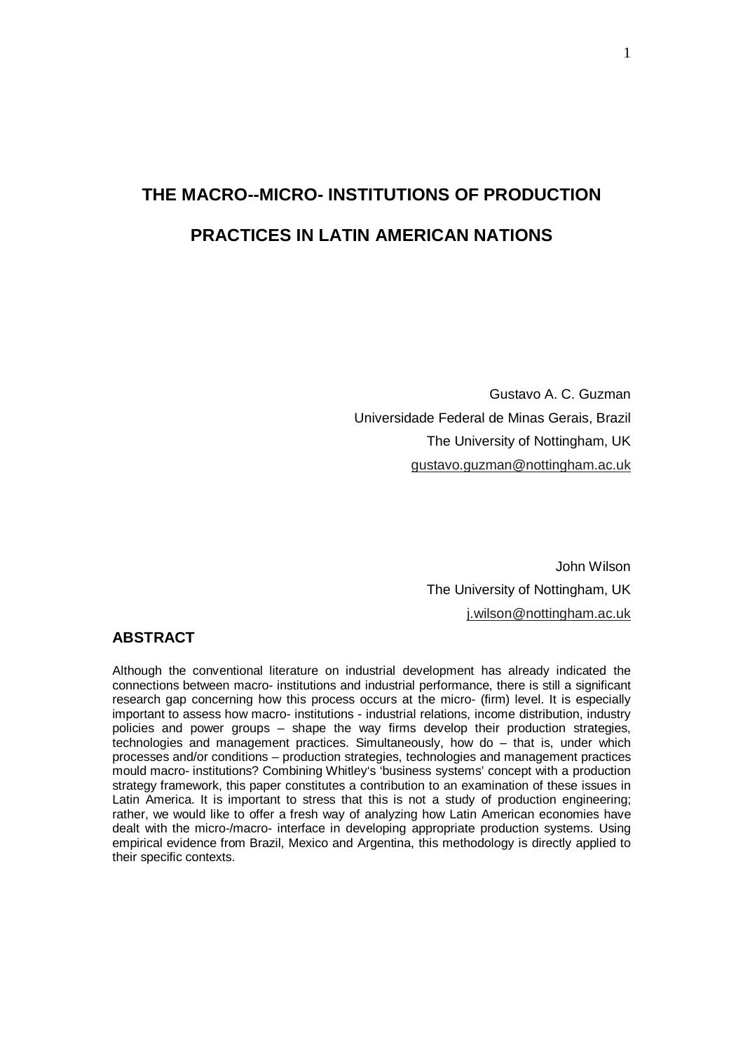# THE MACRO--MICRO- INSTITUTIONS OF PRODUCTION PRACTICES IN LATIN AMERICAN NATIONS

Gustavo A. C. Guzman
Universidade Federal de Minas Gerais, Brazil
The University of Nottingham, UK
gustavo.guzman@nottingham.ac.uk

John Wilson
The University of Nottingham, UK
j.wilson@nottingham.ac.uk

## ABSTRACT

Although the conventional literature on industrial development has already indicated the connections between macro- institutions and industrial performance, there is still a significant research gap concerning how this process occurs at the micro- (firm) level. It is especially important to assess how macro- institutions - industrial relations, income distribution, industry policies and power groups – shape the way firms develop their production strategies, technologies and management practices. Simultaneously, how do – that is, under which processes and/or conditions – production strategies, technologies and management practices mould macro- institutions? Combining Whitley's 'business systems' concept with a production strategy framework, this paper constitutes a contribution to an examination of these issues in Latin America. It is important to stress that this is not a study of production engineering; rather, we would like to offer a fresh way of analyzing how Latin American economies have dealt with the micro-/macro- interface in developing appropriate production systems. Using empirical evidence from Brazil, Mexico and Argentina, this methodology is directly applied to their specific contexts.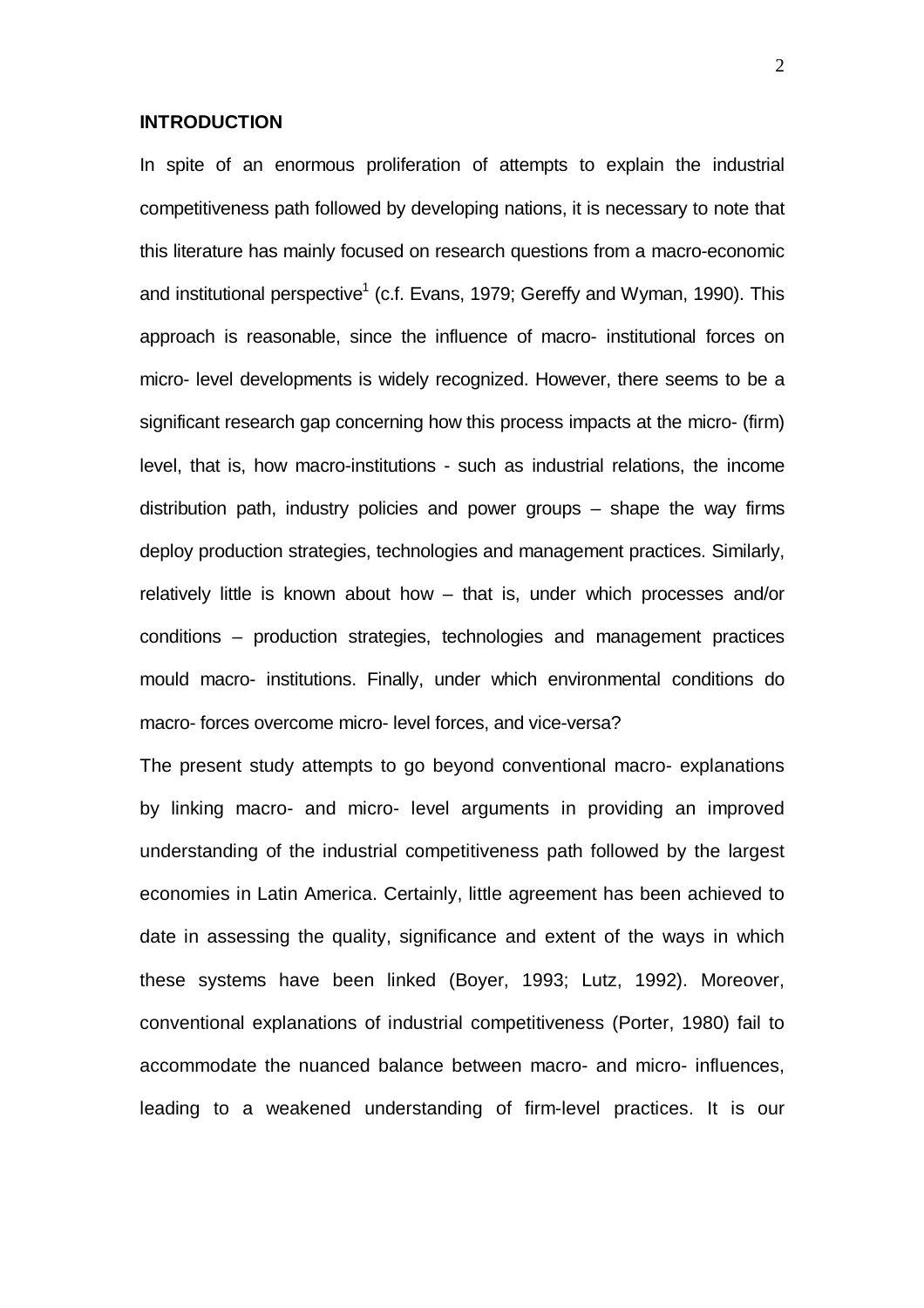## INTRODUCTION

In spite of an enormous proliferation of attempts to explain the industrial competitiveness path followed by developing nations, it is necessary to note that this literature has mainly focused on research questions from a macro-economic and institutional perspective[1] (c.f. Evans, 1979; Gereffy and Wyman, 1990). This approach is reasonable, since the influence of macro- institutional forces on micro- level developments is widely recognized. However, there seems to be a significant research gap concerning how this process impacts at the micro- (firm) level, that is, how macro-institutions - such as industrial relations, the income distribution path, industry policies and power groups – shape the way firms deploy production strategies, technologies and management practices. Similarly, relatively little is known about how – that is, under which processes and/or conditions – production strategies, technologies and management practices mould macro- institutions. Finally, under which environmental conditions do macro- forces overcome micro- level forces, and vice-versa?

The present study attempts to go beyond conventional macro- explanations by linking macro- and micro- level arguments in providing an improved understanding of the industrial competitiveness path followed by the largest economies in Latin America. Certainly, little agreement has been achieved to date in assessing the quality, significance and extent of the ways in which these systems have been linked (Boyer, 1993; Lutz, 1992). Moreover, conventional explanations of industrial competitiveness (Porter, 1980) fail to accommodate the nuanced balance between macro- and micro- influences, leading to a weakened understanding of firm-level practices. It is our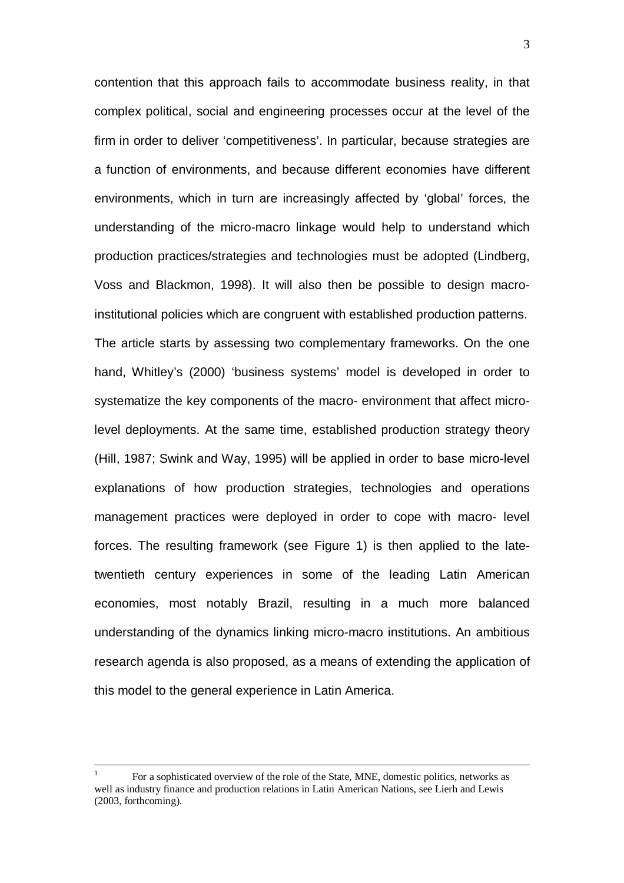contention that this approach fails to accommodate business reality, in that complex political, social and engineering processes occur at the level of the firm in order to deliver 'competitiveness'. In particular, because strategies are a function of environments, and because different economies have different environments, which in turn are increasingly affected by 'global' forces, the understanding of the micro-macro linkage would help to understand which production practices/strategies and technologies must be adopted (Lindberg, Voss and Blackmon, 1998). It will also then be possible to design macro-institutional policies which are congruent with established production patterns.

The article starts by assessing two complementary frameworks. On the one hand, Whitley's (2000) 'business systems' model is developed in order to systematize the key components of the macro- environment that affect micro-level deployments. At the same time, established production strategy theory (Hill, 1987; Swink and Way, 1995) will be applied in order to base micro-level explanations of how production strategies, technologies and operations management practices were deployed in order to cope with macro- level forces. The resulting framework (see Figure 1) is then applied to the late-twentieth century experiences in some of the leading Latin American economies, most notably Brazil, resulting in a much more balanced understanding of the dynamics linking micro-macro institutions. An ambitious research agenda is also proposed, as a means of extending the application of this model to the general experience in Latin America.

---

[1] For a sophisticated overview of the role of the State, MNE, domestic politics, networks as well as industry finance and production relations in Latin American Nations, see Lierh and Lewis (2003, forthcoming).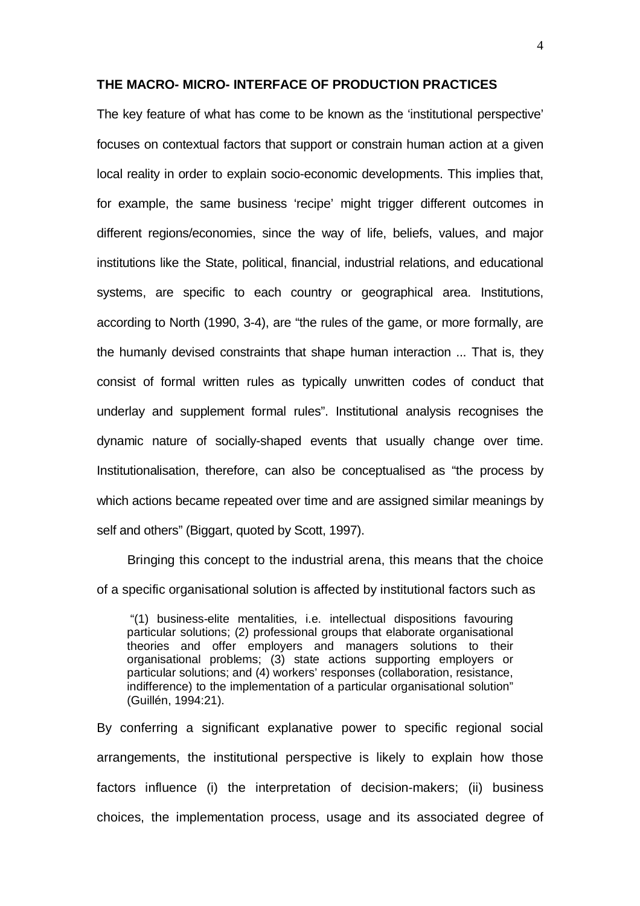**THE MACRO- MICRO- INTERFACE OF PRODUCTION PRACTICES**

The key feature of what has come to be known as the 'institutional perspective' focuses on contextual factors that support or constrain human action at a given local reality in order to explain socio-economic developments. This implies that, for example, the same business 'recipe' might trigger different outcomes in different regions/economies, since the way of life, beliefs, values, and major institutions like the State, political, financial, industrial relations, and educational systems, are specific to each country or geographical area. Institutions, according to North (1990, 3-4), are "the rules of the game, or more formally, are the humanly devised constraints that shape human interaction ... That is, they consist of formal written rules as typically unwritten codes of conduct that underlay and supplement formal rules". Institutional analysis recognises the dynamic nature of socially-shaped events that usually change over time. Institutionalisation, therefore, can also be conceptualised as "the process by which actions became repeated over time and are assigned similar meanings by self and others" (Biggart, quoted by Scott, 1997).

Bringing this concept to the industrial arena, this means that the choice of a specific organisational solution is affected by institutional factors such as

> "(1) business-elite mentalities, i.e. intellectual dispositions favouring particular solutions; (2) professional groups that elaborate organisational theories and offer employers and managers solutions to their organisational problems; (3) state actions supporting employers or particular solutions; and (4) workers' responses (collaboration, resistance, indifference) to the implementation of a particular organisational solution" (Guillén, 1994:21).

By conferring a significant explanative power to specific regional social arrangements, the institutional perspective is likely to explain how those factors influence (i) the interpretation of decision-makers; (ii) business choices, the implementation process, usage and its associated degree of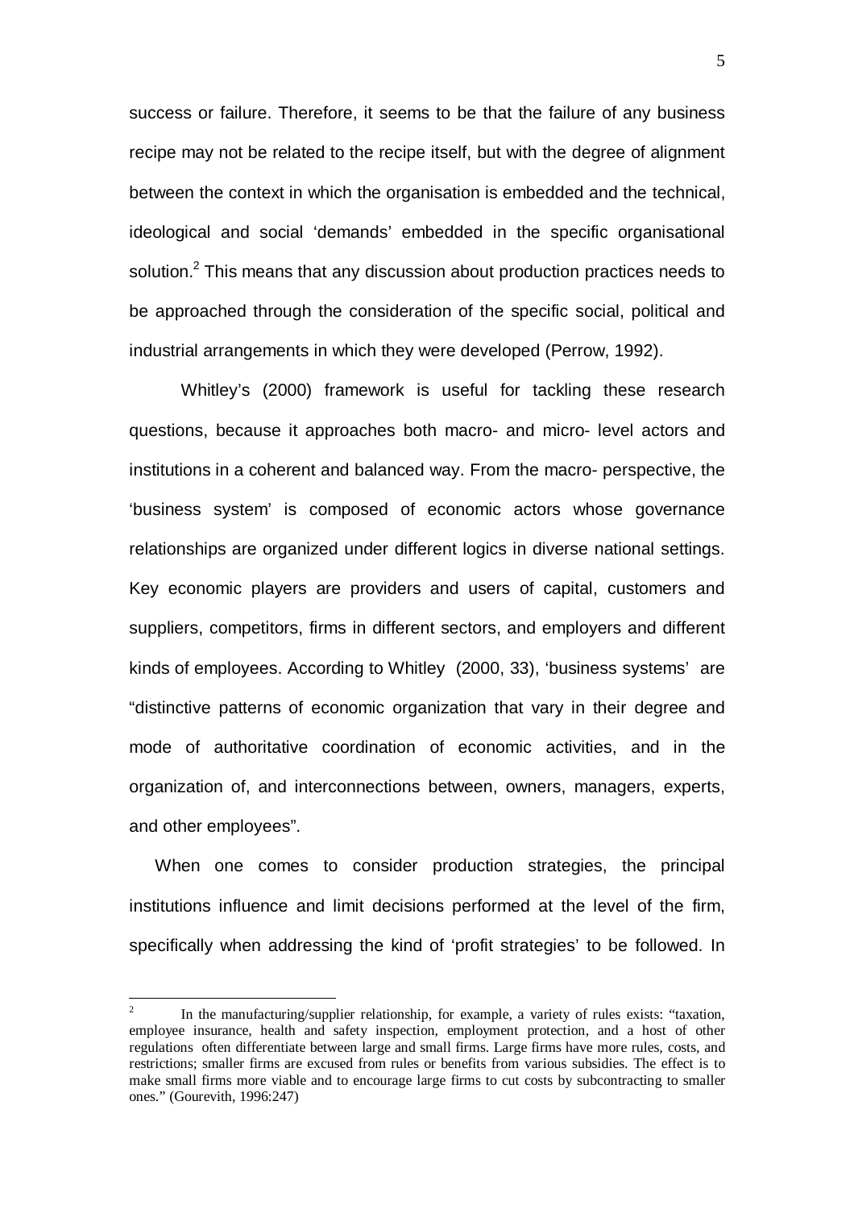success or failure. Therefore, it seems to be that the failure of any business recipe may not be related to the recipe itself, but with the degree of alignment between the context in which the organisation is embedded and the technical, ideological and social 'demands' embedded in the specific organisational solution.[2] This means that any discussion about production practices needs to be approached through the consideration of the specific social, political and industrial arrangements in which they were developed (Perrow, 1992).

Whitley's (2000) framework is useful for tackling these research questions, because it approaches both macro- and micro- level actors and institutions in a coherent and balanced way. From the macro- perspective, the 'business system' is composed of economic actors whose governance relationships are organized under different logics in diverse national settings. Key economic players are providers and users of capital, customers and suppliers, competitors, firms in different sectors, and employers and different kinds of employees. According to Whitley (2000, 33), 'business systems' are "distinctive patterns of economic organization that vary in their degree and mode of authoritative coordination of economic activities, and in the organization of, and interconnections between, owners, managers, experts, and other employees".

When one comes to consider production strategies, the principal institutions influence and limit decisions performed at the level of the firm, specifically when addressing the kind of 'profit strategies' to be followed. In

---

[2] In the manufacturing/supplier relationship, for example, a variety of rules exists: "taxation, employee insurance, health and safety inspection, employment protection, and a host of other regulations often differentiate between large and small firms. Large firms have more rules, costs, and restrictions; smaller firms are excused from rules or benefits from various subsidies. The effect is to make small firms more viable and to encourage large firms to cut costs by subcontracting to smaller ones." (Gourevith, 1996:247)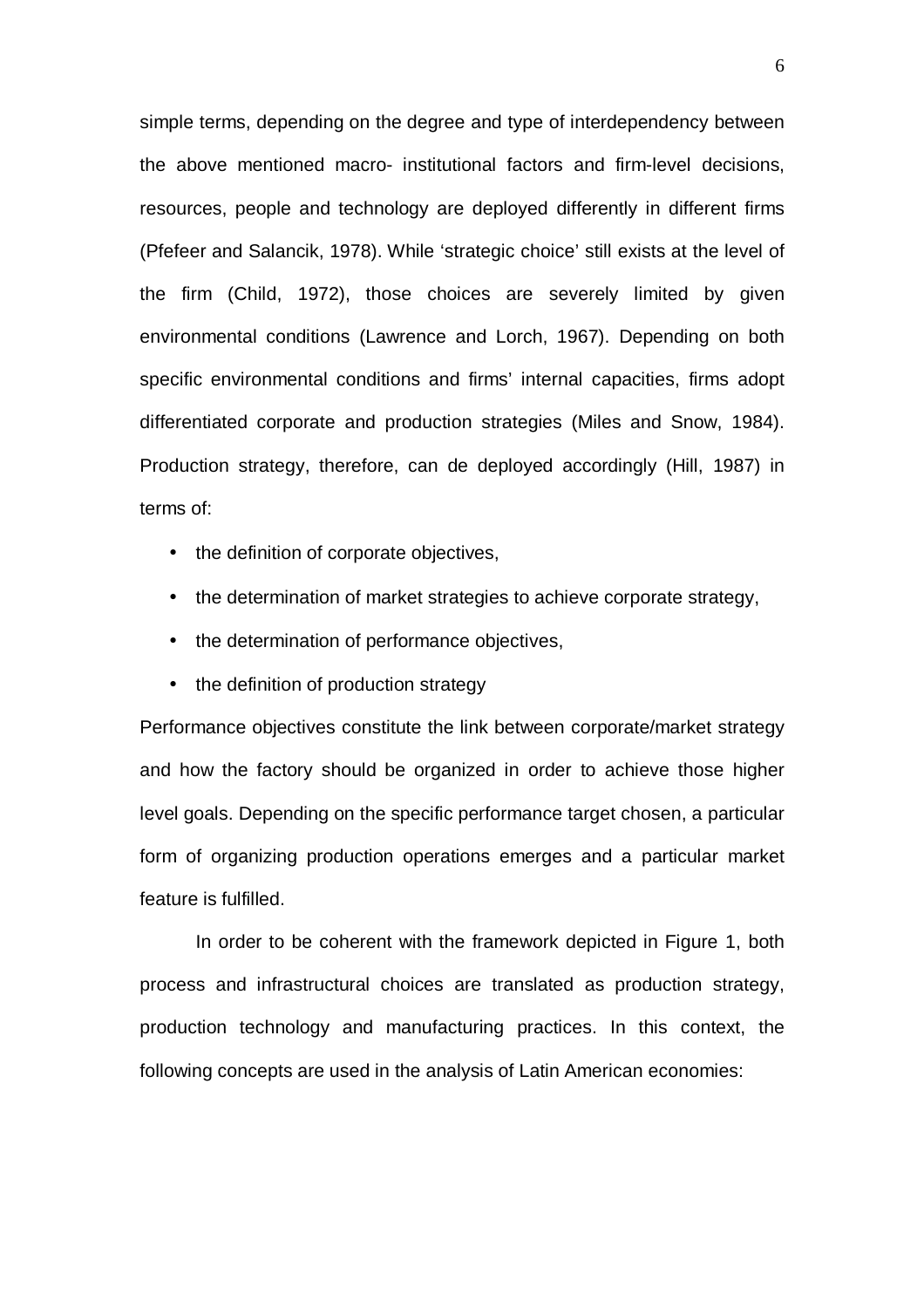simple terms, depending on the degree and type of interdependency between the above mentioned macro- institutional factors and firm-level decisions, resources, people and technology are deployed differently in different firms (Pfefeer and Salancik, 1978). While 'strategic choice' still exists at the level of the firm (Child, 1972), those choices are severely limited by given environmental conditions (Lawrence and Lorch, 1967). Depending on both specific environmental conditions and firms' internal capacities, firms adopt differentiated corporate and production strategies (Miles and Snow, 1984). Production strategy, therefore, can de deployed accordingly (Hill, 1987) in terms of:

- the definition of corporate objectives,
- the determination of market strategies to achieve corporate strategy,
- the determination of performance objectives,
- the definition of production strategy

Performance objectives constitute the link between corporate/market strategy and how the factory should be organized in order to achieve those higher level goals. Depending on the specific performance target chosen, a particular form of organizing production operations emerges and a particular market feature is fulfilled.

In order to be coherent with the framework depicted in Figure 1, both process and infrastructural choices are translated as production strategy, production technology and manufacturing practices. In this context, the following concepts are used in the analysis of Latin American economies: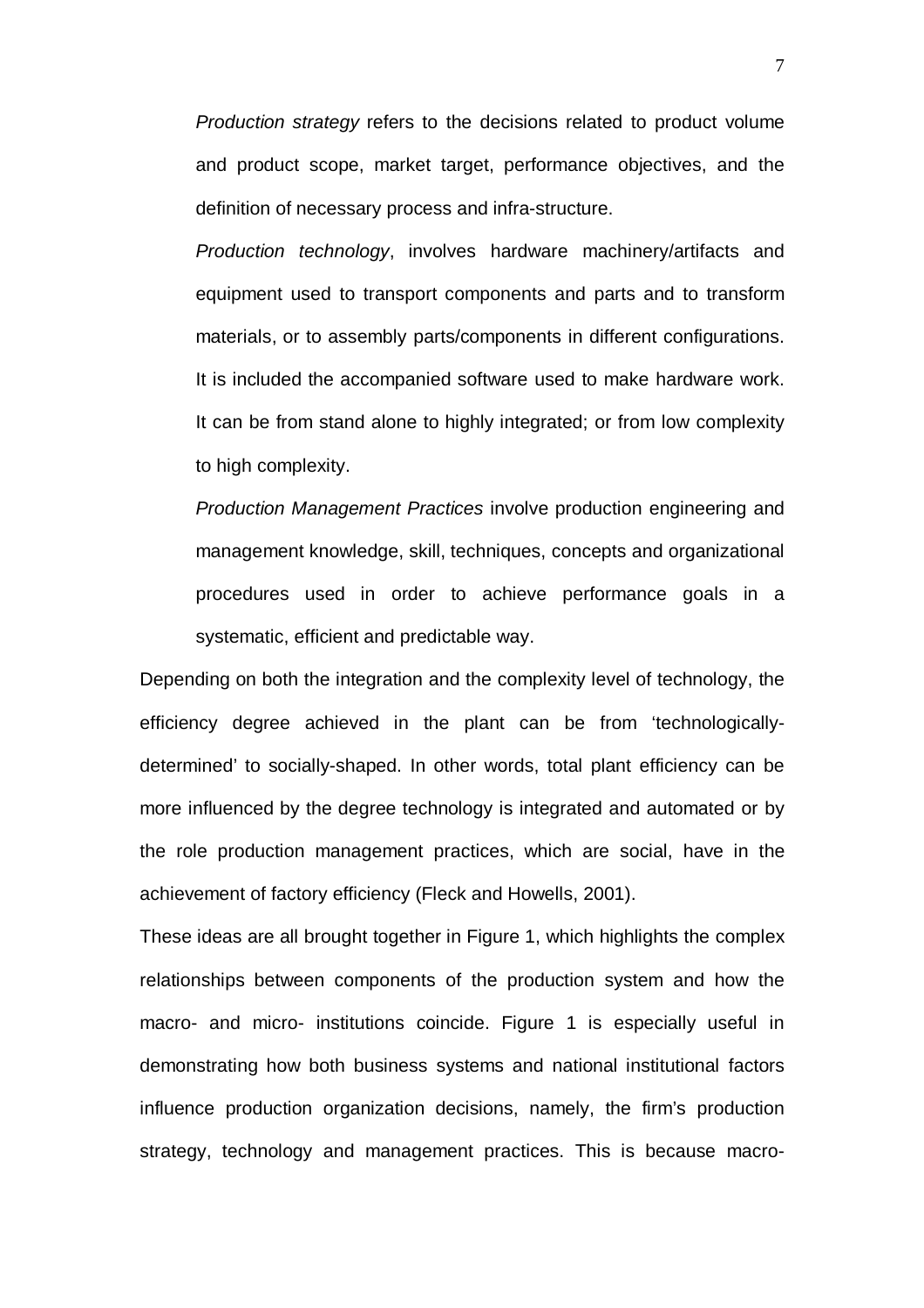*Production strategy* refers to the decisions related to product volume and product scope, market target, performance objectives, and the definition of necessary process and infra-structure.

*Production technology*, involves hardware machinery/artifacts and equipment used to transport components and parts and to transform materials, or to assembly parts/components in different configurations. It is included the accompanied software used to make hardware work. It can be from stand alone to highly integrated; or from low complexity to high complexity.

*Production Management Practices* involve production engineering and management knowledge, skill, techniques, concepts and organizational procedures used in order to achieve performance goals in a systematic, efficient and predictable way.

Depending on both the integration and the complexity level of technology, the efficiency degree achieved in the plant can be from 'technologically-determined' to socially-shaped. In other words, total plant efficiency can be more influenced by the degree technology is integrated and automated or by the role production management practices, which are social, have in the achievement of factory efficiency (Fleck and Howells, 2001).

These ideas are all brought together in Figure 1, which highlights the complex relationships between components of the production system and how the macro- and micro- institutions coincide. Figure 1 is especially useful in demonstrating how both business systems and national institutional factors influence production organization decisions, namely, the firm's production strategy, technology and management practices. This is because macro-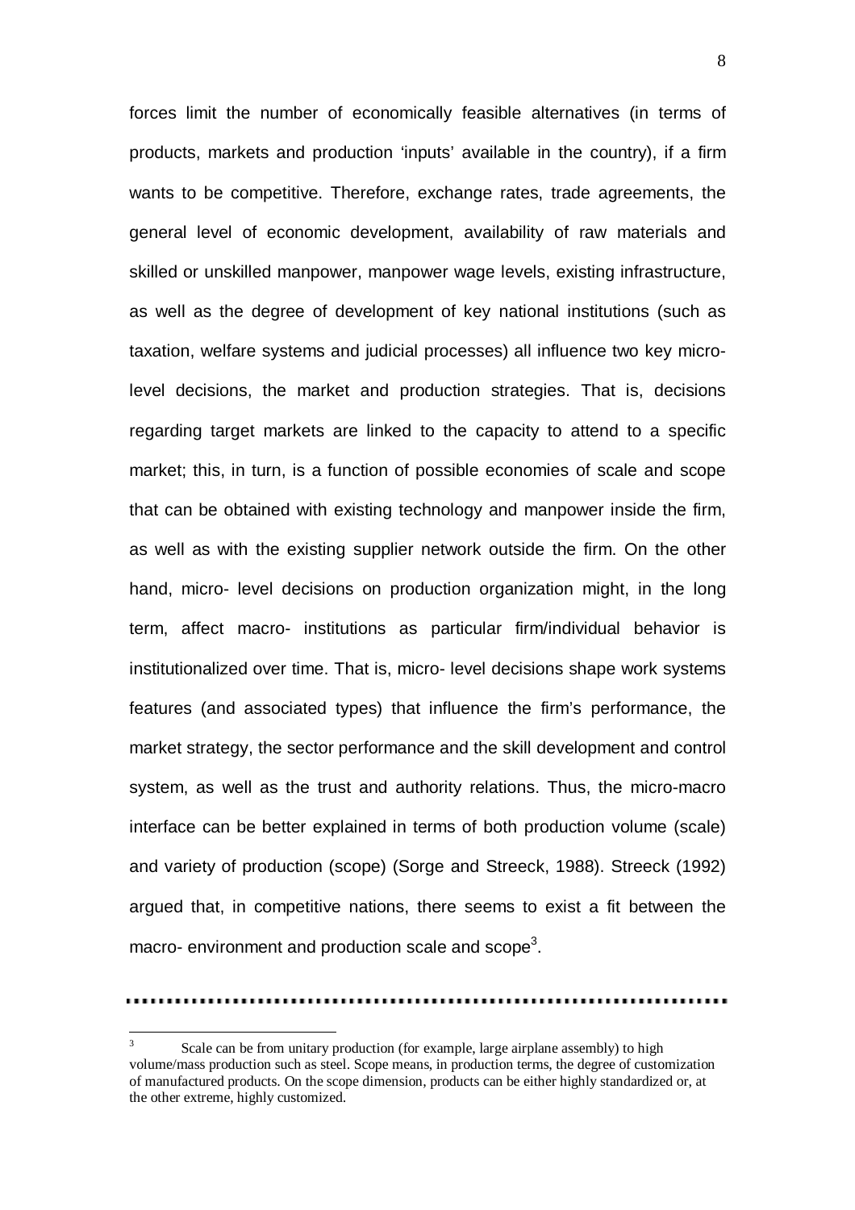forces limit the number of economically feasible alternatives (in terms of products, markets and production 'inputs' available in the country), if a firm wants to be competitive. Therefore, exchange rates, trade agreements, the general level of economic development, availability of raw materials and skilled or unskilled manpower, manpower wage levels, existing infrastructure, as well as the degree of development of key national institutions (such as taxation, welfare systems and judicial processes) all influence two key micro-level decisions, the market and production strategies. That is, decisions regarding target markets are linked to the capacity to attend to a specific market; this, in turn, is a function of possible economies of scale and scope that can be obtained with existing technology and manpower inside the firm, as well as with the existing supplier network outside the firm. On the other hand, micro- level decisions on production organization might, in the long term, affect macro- institutions as particular firm/individual behavior is institutionalized over time. That is, micro- level decisions shape work systems features (and associated types) that influence the firm's performance, the market strategy, the sector performance and the skill development and control system, as well as the trust and authority relations. Thus, the micro-macro interface can be better explained in terms of both production volume (scale) and variety of production (scope) (Sorge and Streeck, 1988). Streeck (1992) argued that, in competitive nations, there seems to exist a fit between the macro- environment and production scale and scope[3].

---

[3] Scale can be from unitary production (for example, large airplane assembly) to high volume/mass production such as steel. Scope means, in production terms, the degree of customization of manufactured products. On the scope dimension, products can be either highly standardized or, at the other extreme, highly customized.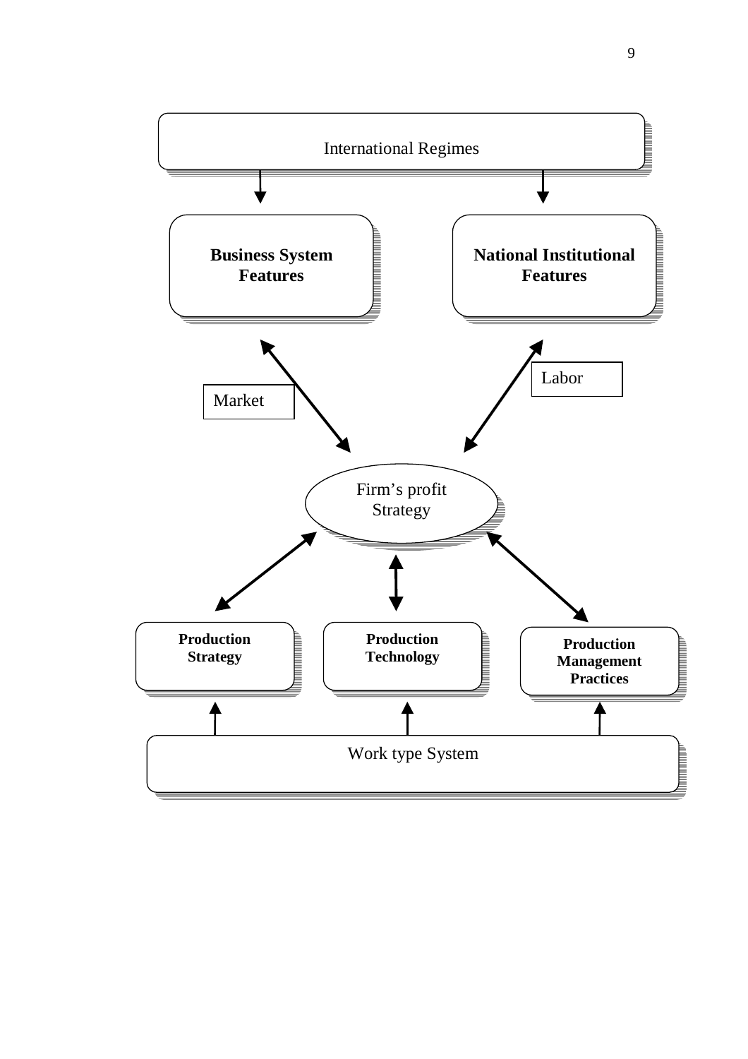International Regimes

**Business System Features**

**National Institutional Features**

Market

Labor

Firm's profit Strategy

**Production Strategy**

**Production Technology**

**Production Management Practices**

Work type System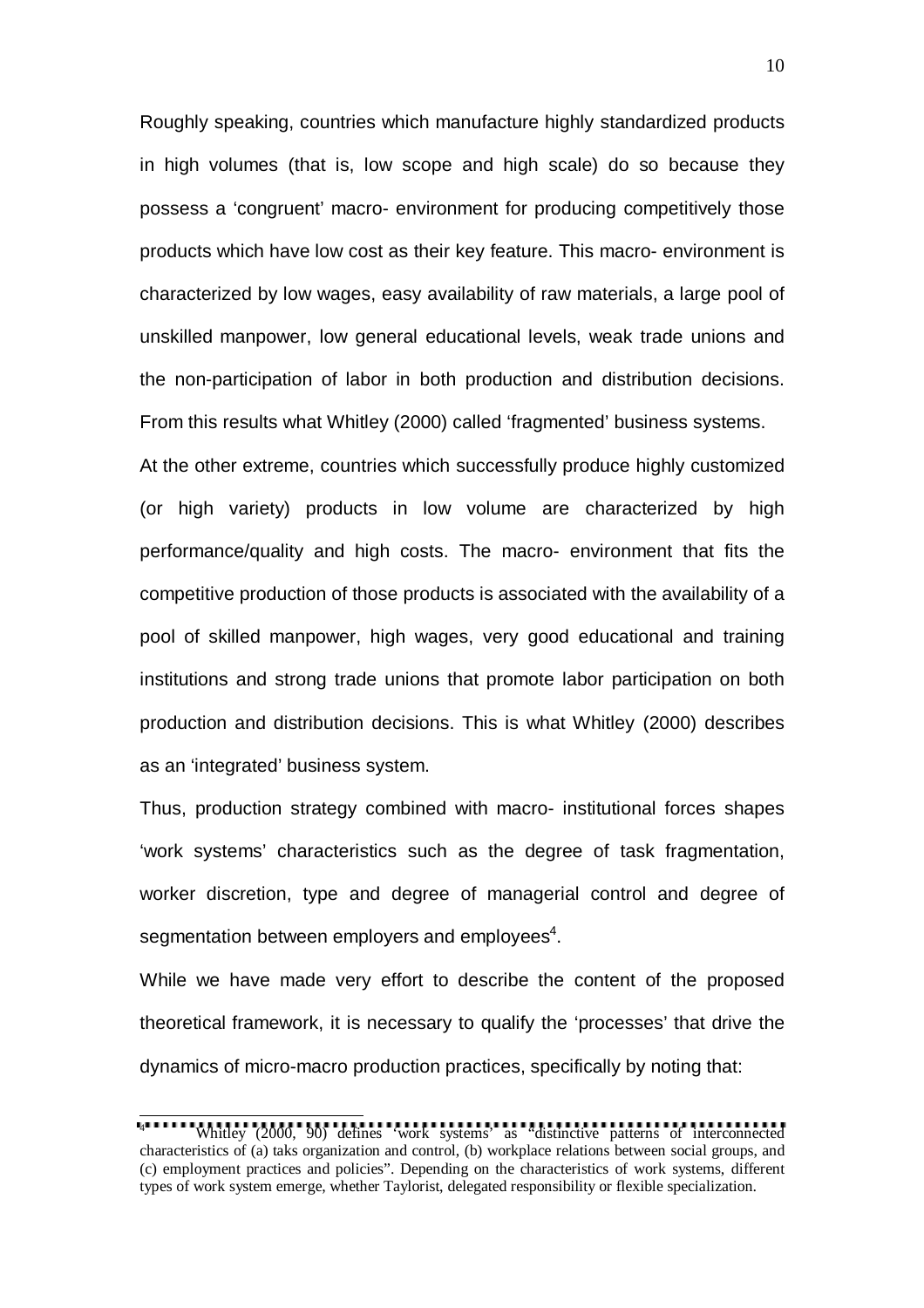Roughly speaking, countries which manufacture highly standardized products in high volumes (that is, low scope and high scale) do so because they possess a 'congruent' macro- environment for producing competitively those products which have low cost as their key feature. This macro- environment is characterized by low wages, easy availability of raw materials, a large pool of unskilled manpower, low general educational levels, weak trade unions and the non-participation of labor in both production and distribution decisions. From this results what Whitley (2000) called 'fragmented' business systems.

At the other extreme, countries which successfully produce highly customized (or high variety) products in low volume are characterized by high performance/quality and high costs. The macro- environment that fits the competitive production of those products is associated with the availability of a pool of skilled manpower, high wages, very good educational and training institutions and strong trade unions that promote labor participation on both production and distribution decisions. This is what Whitley (2000) describes as an 'integrated' business system.

Thus, production strategy combined with macro- institutional forces shapes 'work systems' characteristics such as the degree of task fragmentation, worker discretion, type and degree of managerial control and degree of segmentation between employers and employees[4].

While we have made very effort to describe the content of the proposed theoretical framework, it is necessary to qualify the 'processes' that drive the dynamics of micro-macro production practices, specifically by noting that:

---

[4] Whitley (2000, 90) defines 'work systems' as "distinctive patterns of interconnected characteristics of (a) taks organization and control, (b) workplace relations between social groups, and (c) employment practices and policies". Depending on the characteristics of work systems, different types of work system emerge, whether Taylorist, delegated responsibility or flexible specialization.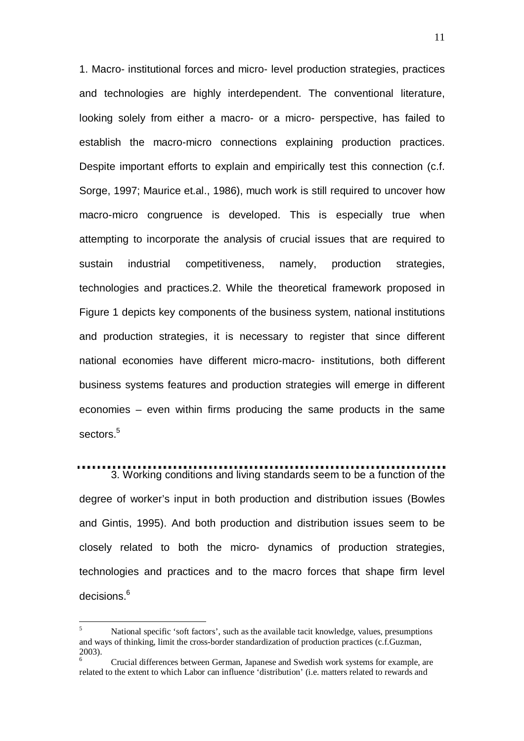1. Macro- institutional forces and micro- level production strategies, practices and technologies are highly interdependent. The conventional literature, looking solely from either a macro- or a micro- perspective, has failed to establish the macro-micro connections explaining production practices. Despite important efforts to explain and empirically test this connection (c.f. Sorge, 1997; Maurice et.al., 1986), much work is still required to uncover how macro-micro congruence is developed. This is especially true when attempting to incorporate the analysis of crucial issues that are required to sustain industrial competitiveness, namely, production strategies, technologies and practices.2. While the theoretical framework proposed in Figure 1 depicts key components of the business system, national institutions and production strategies, it is necessary to register that since different national economies have different micro-macro- institutions, both different business systems features and production strategies will emerge in different economies – even within firms producing the same products in the same sectors.[5]

3. Working conditions and living standards seem to be a function of the degree of worker's input in both production and distribution issues (Bowles and Gintis, 1995). And both production and distribution issues seem to be closely related to both the micro- dynamics of production strategies, technologies and practices and to the macro forces that shape firm level decisions.[6]

---

[5] National specific 'soft factors', such as the available tacit knowledge, values, presumptions and ways of thinking, limit the cross-border standardization of production practices (c.f.Guzman, 2003).

[6] Crucial differences between German, Japanese and Swedish work systems for example, are related to the extent to which Labor can influence 'distribution' (i.e. matters related to rewards and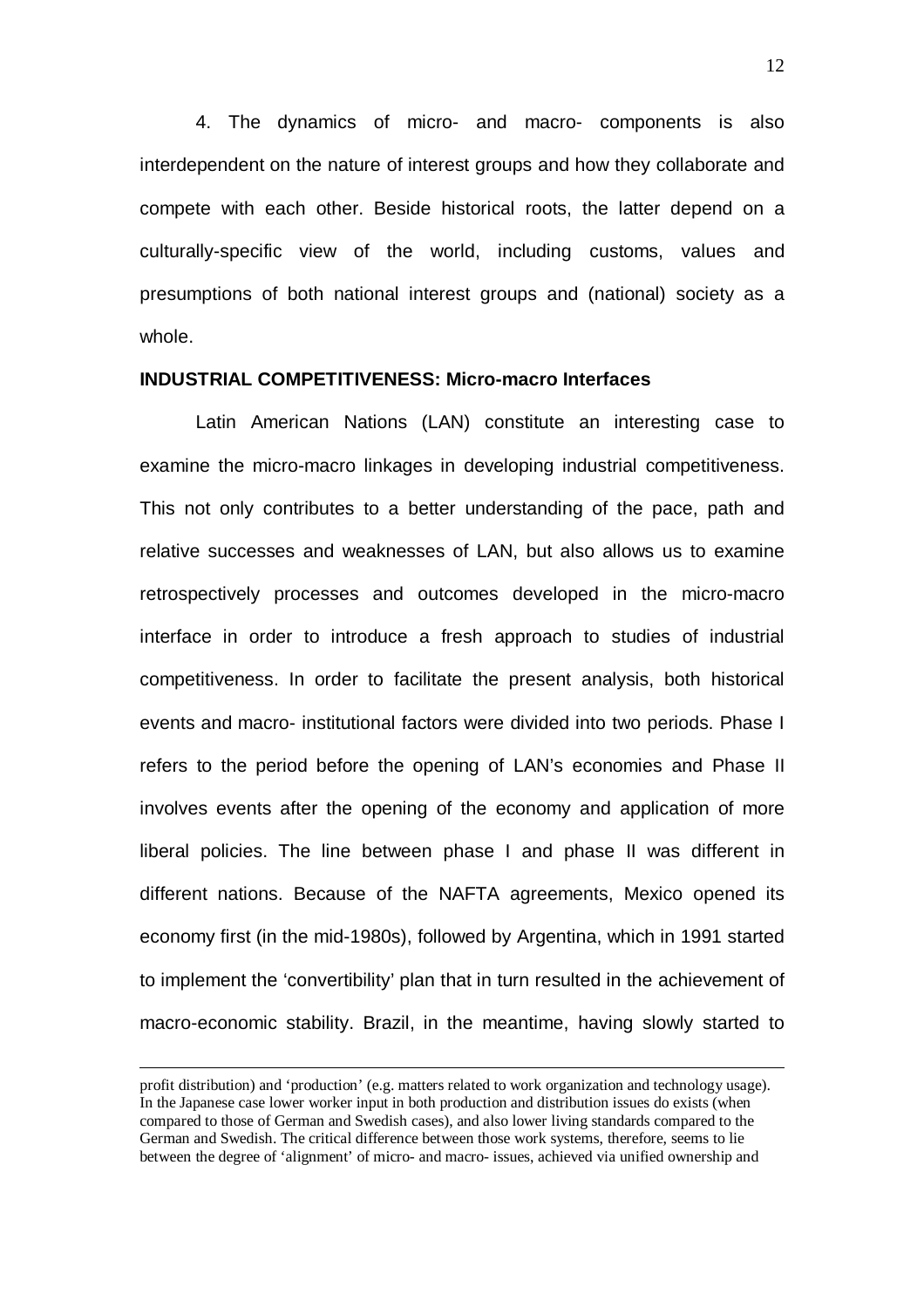4. The dynamics of micro- and macro- components is also interdependent on the nature of interest groups and how they collaborate and compete with each other. Beside historical roots, the latter depend on a culturally-specific view of the world, including customs, values and presumptions of both national interest groups and (national) society as a whole.

**INDUSTRIAL COMPETITIVENESS: Micro-macro Interfaces**

Latin American Nations (LAN) constitute an interesting case to examine the micro-macro linkages in developing industrial competitiveness. This not only contributes to a better understanding of the pace, path and relative successes and weaknesses of LAN, but also allows us to examine retrospectively processes and outcomes developed in the micro-macro interface in order to introduce a fresh approach to studies of industrial competitiveness. In order to facilitate the present analysis, both historical events and macro- institutional factors were divided into two periods. Phase I refers to the period before the opening of LAN's economies and Phase II involves events after the opening of the economy and application of more liberal policies. The line between phase I and phase II was different in different nations. Because of the NAFTA agreements, Mexico opened its economy first (in the mid-1980s), followed by Argentina, which in 1991 started to implement the 'convertibility' plan that in turn resulted in the achievement of macro-economic stability. Brazil, in the meantime, having slowly started to

---

profit distribution) and 'production' (e.g. matters related to work organization and technology usage). In the Japanese case lower worker input in both production and distribution issues do exists (when compared to those of German and Swedish cases), and also lower living standards compared to the German and Swedish. The critical difference between those work systems, therefore, seems to lie between the degree of 'alignment' of micro- and macro- issues, achieved via unified ownership and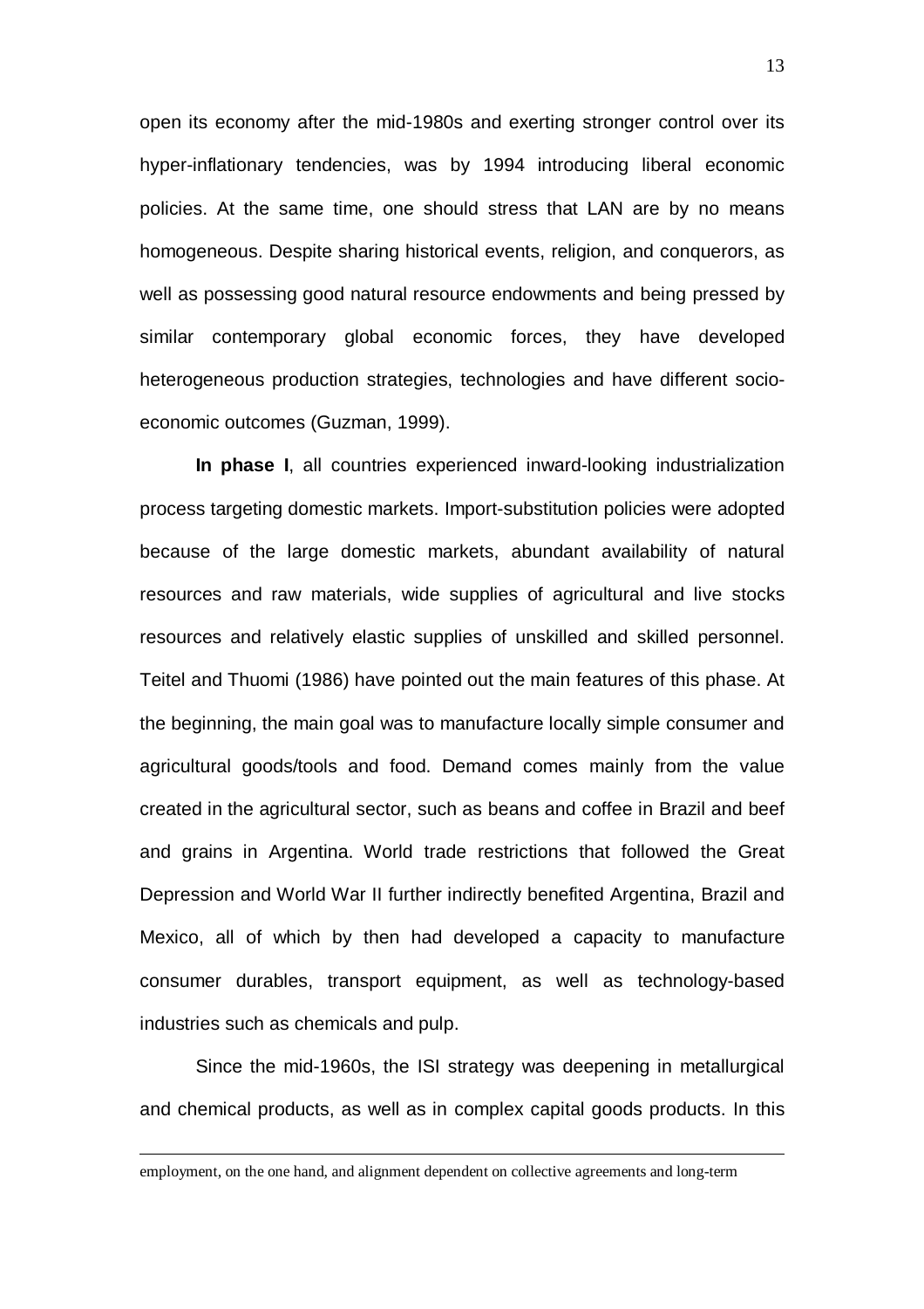open its economy after the mid-1980s and exerting stronger control over its hyper-inflationary tendencies, was by 1994 introducing liberal economic policies. At the same time, one should stress that LAN are by no means homogeneous. Despite sharing historical events, religion, and conquerors, as well as possessing good natural resource endowments and being pressed by similar contemporary global economic forces, they have developed heterogeneous production strategies, technologies and have different socio-economic outcomes (Guzman, 1999).

**In phase I**, all countries experienced inward-looking industrialization process targeting domestic markets. Import-substitution policies were adopted because of the large domestic markets, abundant availability of natural resources and raw materials, wide supplies of agricultural and live stocks resources and relatively elastic supplies of unskilled and skilled personnel. Teitel and Thuomi (1986) have pointed out the main features of this phase. At the beginning, the main goal was to manufacture locally simple consumer and agricultural goods/tools and food. Demand comes mainly from the value created in the agricultural sector, such as beans and coffee in Brazil and beef and grains in Argentina. World trade restrictions that followed the Great Depression and World War II further indirectly benefited Argentina, Brazil and Mexico, all of which by then had developed a capacity to manufacture consumer durables, transport equipment, as well as technology-based industries such as chemicals and pulp.

Since the mid-1960s, the ISI strategy was deepening in metallurgical and chemical products, as well as in complex capital goods products. In this

employment, on the one hand, and alignment dependent on collective agreements and long-term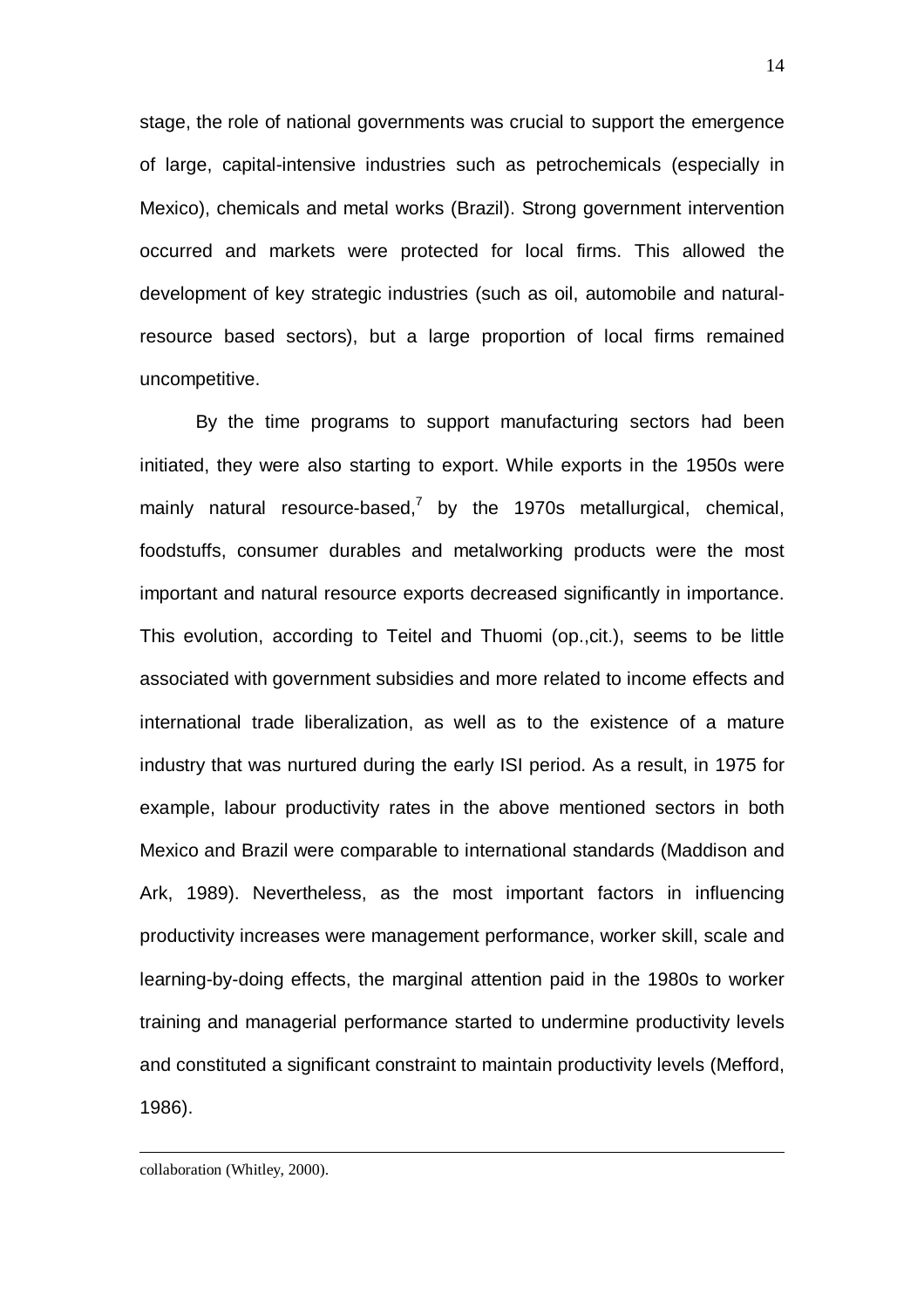stage, the role of national governments was crucial to support the emergence of large, capital-intensive industries such as petrochemicals (especially in Mexico), chemicals and metal works (Brazil). Strong government intervention occurred and markets were protected for local firms. This allowed the development of key strategic industries (such as oil, automobile and natural-resource based sectors), but a large proportion of local firms remained uncompetitive.

By the time programs to support manufacturing sectors had been initiated, they were also starting to export. While exports in the 1950s were mainly natural resource-based,[7] by the 1970s metallurgical, chemical, foodstuffs, consumer durables and metalworking products were the most important and natural resource exports decreased significantly in importance. This evolution, according to Teitel and Thuomi (op.,cit.), seems to be little associated with government subsidies and more related to income effects and international trade liberalization, as well as to the existence of a mature industry that was nurtured during the early ISI period. As a result, in 1975 for example, labour productivity rates in the above mentioned sectors in both Mexico and Brazil were comparable to international standards (Maddison and Ark, 1989). Nevertheless, as the most important factors in influencing productivity increases were management performance, worker skill, scale and learning-by-doing effects, the marginal attention paid in the 1980s to worker training and managerial performance started to undermine productivity levels and constituted a significant constraint to maintain productivity levels (Mefford, 1986).

---

collaboration (Whitley, 2000).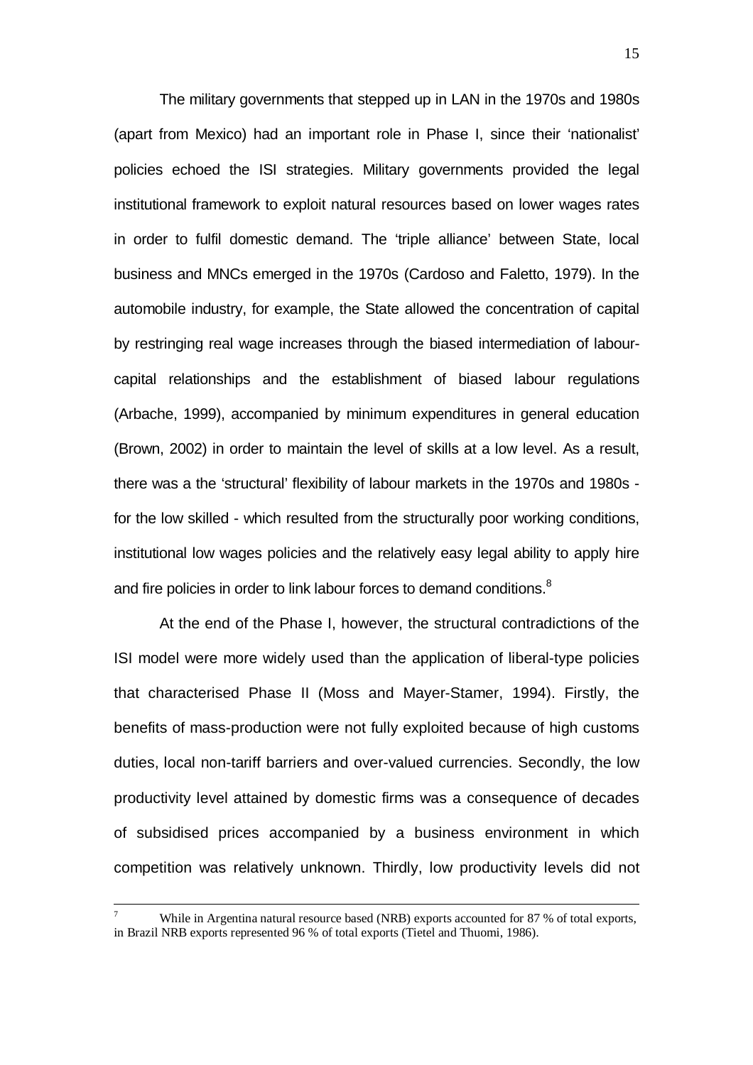The military governments that stepped up in LAN in the 1970s and 1980s (apart from Mexico) had an important role in Phase I, since their 'nationalist' policies echoed the ISI strategies. Military governments provided the legal institutional framework to exploit natural resources based on lower wages rates in order to fulfil domestic demand. The 'triple alliance' between State, local business and MNCs emerged in the 1970s (Cardoso and Faletto, 1979). In the automobile industry, for example, the State allowed the concentration of capital by restringing real wage increases through the biased intermediation of labour-capital relationships and the establishment of biased labour regulations (Arbache, 1999), accompanied by minimum expenditures in general education (Brown, 2002) in order to maintain the level of skills at a low level. As a result, there was a the 'structural' flexibility of labour markets in the 1970s and 1980s - for the low skilled - which resulted from the structurally poor working conditions, institutional low wages policies and the relatively easy legal ability to apply hire and fire policies in order to link labour forces to demand conditions.[8]

At the end of the Phase I, however, the structural contradictions of the ISI model were more widely used than the application of liberal-type policies that characterised Phase II (Moss and Mayer-Stamer, 1994). Firstly, the benefits of mass-production were not fully exploited because of high customs duties, local non-tariff barriers and over-valued currencies. Secondly, the low productivity level attained by domestic firms was a consequence of decades of subsidised prices accompanied by a business environment in which competition was relatively unknown. Thirdly, low productivity levels did not

---

[7] While in Argentina natural resource based (NRB) exports accounted for 87 % of total exports, in Brazil NRB exports represented 96 % of total exports (Tietel and Thuomi, 1986).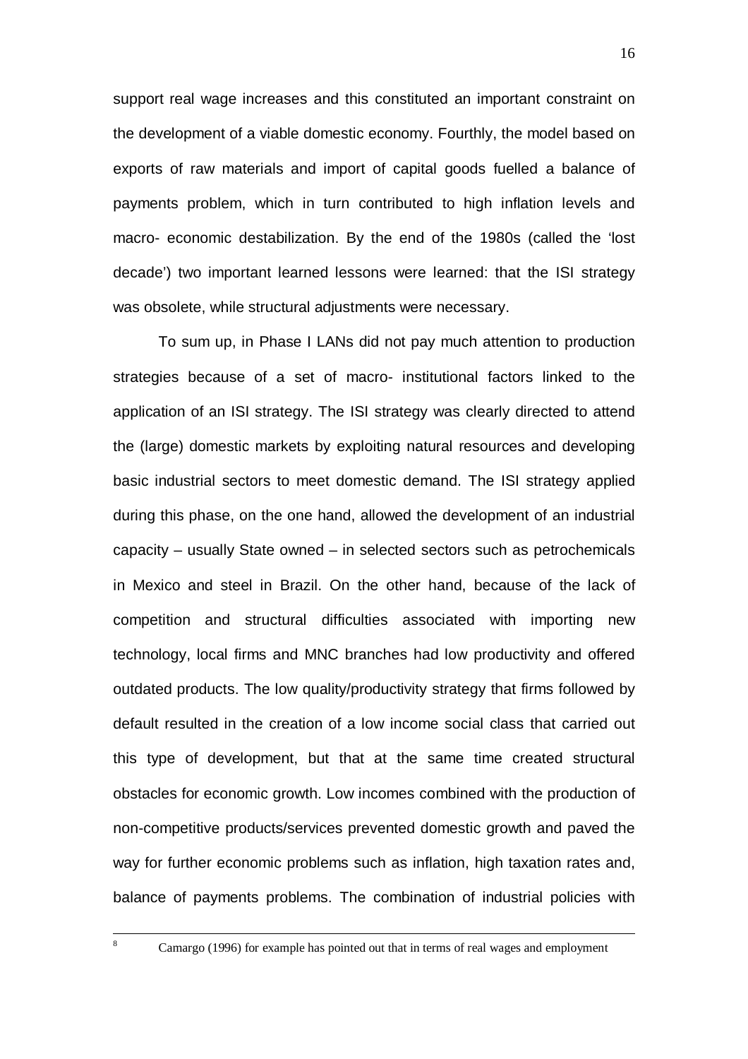support real wage increases and this constituted an important constraint on the development of a viable domestic economy. Fourthly, the model based on exports of raw materials and import of capital goods fuelled a balance of payments problem, which in turn contributed to high inflation levels and macro- economic destabilization. By the end of the 1980s (called the 'lost decade') two important learned lessons were learned: that the ISI strategy was obsolete, while structural adjustments were necessary.

To sum up, in Phase I LANs did not pay much attention to production strategies because of a set of macro- institutional factors linked to the application of an ISI strategy. The ISI strategy was clearly directed to attend the (large) domestic markets by exploiting natural resources and developing basic industrial sectors to meet domestic demand. The ISI strategy applied during this phase, on the one hand, allowed the development of an industrial capacity – usually State owned – in selected sectors such as petrochemicals in Mexico and steel in Brazil. On the other hand, because of the lack of competition and structural difficulties associated with importing new technology, local firms and MNC branches had low productivity and offered outdated products. The low quality/productivity strategy that firms followed by default resulted in the creation of a low income social class that carried out this type of development, but that at the same time created structural obstacles for economic growth. Low incomes combined with the production of non-competitive products/services prevented domestic growth and paved the way for further economic problems such as inflation, high taxation rates and, balance of payments problems. The combination of industrial policies with

[8] Camargo (1996) for example has pointed out that in terms of real wages and employment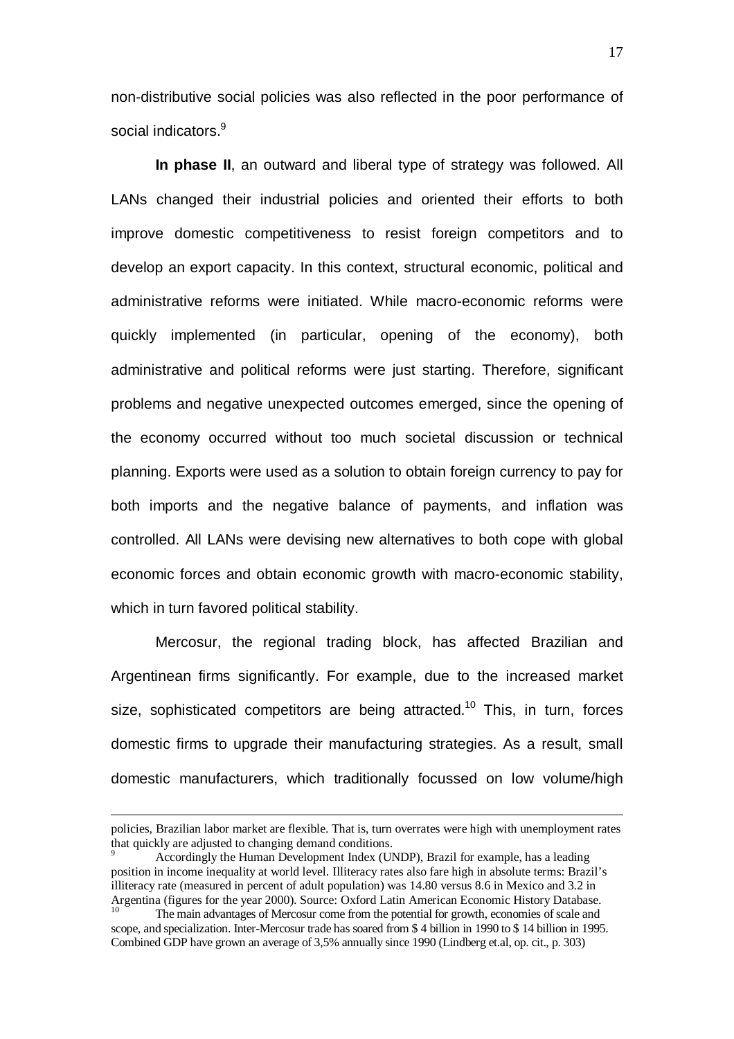non-distributive social policies was also reflected in the poor performance of social indicators.[9]

**In phase II**, an outward and liberal type of strategy was followed. All LANs changed their industrial policies and oriented their efforts to both improve domestic competitiveness to resist foreign competitors and to develop an export capacity. In this context, structural economic, political and administrative reforms were initiated. While macro-economic reforms were quickly implemented (in particular, opening of the economy), both administrative and political reforms were just starting. Therefore, significant problems and negative unexpected outcomes emerged, since the opening of the economy occurred without too much societal discussion or technical planning. Exports were used as a solution to obtain foreign currency to pay for both imports and the negative balance of payments, and inflation was controlled. All LANs were devising new alternatives to both cope with global economic forces and obtain economic growth with macro-economic stability, which in turn favored political stability.

Mercosur, the regional trading block, has affected Brazilian and Argentinean firms significantly. For example, due to the increased market size, sophisticated competitors are being attracted.[10] This, in turn, forces domestic firms to upgrade their manufacturing strategies. As a result, small domestic manufacturers, which traditionally focussed on low volume/high

---

policies, Brazilian labor market are flexible. That is, turn overrates were high with unemployment rates that quickly are adjusted to changing demand conditions.

[9] Accordingly the Human Development Index (UNDP), Brazil for example, has a leading position in income inequality at world level. Illiteracy rates also fare high in absolute terms: Brazil's illiteracy rate (measured in percent of adult population) was 14.80 versus 8.6 in Mexico and 3.2 in Argentina (figures for the year 2000). Source: Oxford Latin American Economic History Database.

[10] The main advantages of Mercosur come from the potential for growth, economies of scale and scope, and specialization. Inter-Mercosur trade has soared from $ 4 billion in 1990 to $ 14 billion in 1995. Combined GDP have grown an average of 3,5% annually since 1990 (Lindberg et.al, op. cit., p. 303)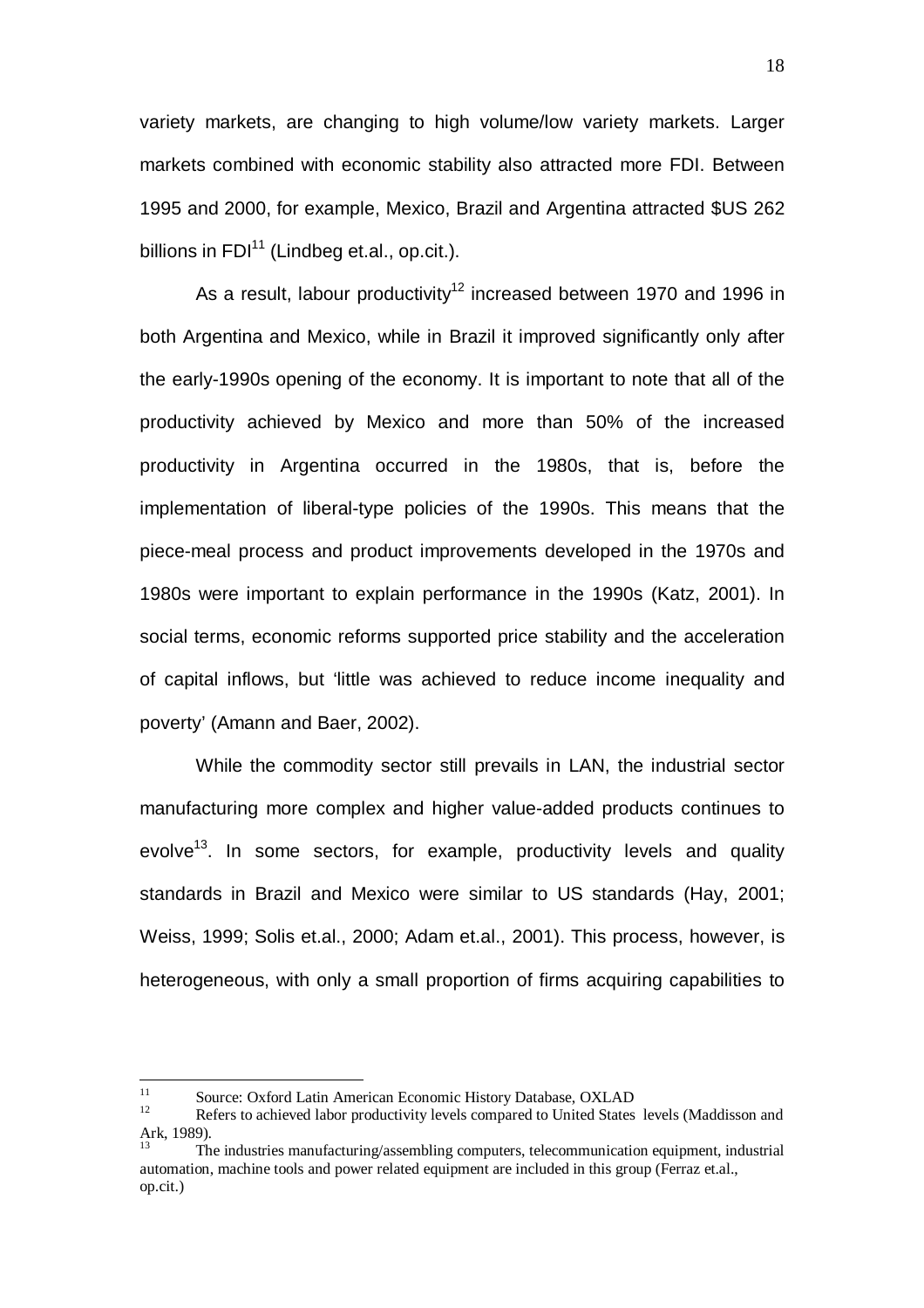variety markets, are changing to high volume/low variety markets. Larger markets combined with economic stability also attracted more FDI. Between 1995 and 2000, for example, Mexico, Brazil and Argentina attracted $US 262 billions in FDI[11] (Lindbeg et.al., op.cit.).

As a result, labour productivity[12] increased between 1970 and 1996 in both Argentina and Mexico, while in Brazil it improved significantly only after the early-1990s opening of the economy. It is important to note that all of the productivity achieved by Mexico and more than 50% of the increased productivity in Argentina occurred in the 1980s, that is, before the implementation of liberal-type policies of the 1990s. This means that the piece-meal process and product improvements developed in the 1970s and 1980s were important to explain performance in the 1990s (Katz, 2001). In social terms, economic reforms supported price stability and the acceleration of capital inflows, but 'little was achieved to reduce income inequality and poverty' (Amann and Baer, 2002).

While the commodity sector still prevails in LAN, the industrial sector manufacturing more complex and higher value-added products continues to evolve[13]. In some sectors, for example, productivity levels and quality standards in Brazil and Mexico were similar to US standards (Hay, 2001; Weiss, 1999; Solis et.al., 2000; Adam et.al., 2001). This process, however, is heterogeneous, with only a small proportion of firms acquiring capabilities to

---

[11] Source: Oxford Latin American Economic History Database, OXLAD

[12] Refers to achieved labor productivity levels compared to United States levels (Maddisson and Ark, 1989).

[13] The industries manufacturing/assembling computers, telecommunication equipment, industrial automation, machine tools and power related equipment are included in this group (Ferraz et.al., op.cit.)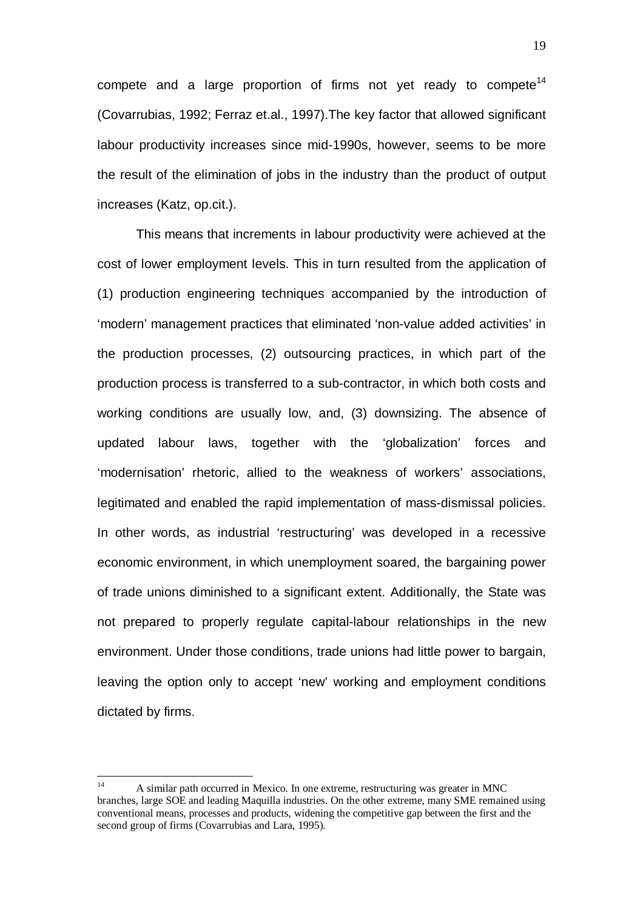compete and a large proportion of firms not yet ready to compete[14] (Covarrubias, 1992; Ferraz et.al., 1997).The key factor that allowed significant labour productivity increases since mid-1990s, however, seems to be more the result of the elimination of jobs in the industry than the product of output increases (Katz, op.cit.).

This means that increments in labour productivity were achieved at the cost of lower employment levels. This in turn resulted from the application of (1) production engineering techniques accompanied by the introduction of 'modern' management practices that eliminated 'non-value added activities' in the production processes, (2) outsourcing practices, in which part of the production process is transferred to a sub-contractor, in which both costs and working conditions are usually low, and, (3) downsizing. The absence of updated labour laws, together with the 'globalization' forces and 'modernisation' rhetoric, allied to the weakness of workers' associations, legitimated and enabled the rapid implementation of mass-dismissal policies. In other words, as industrial 'restructuring' was developed in a recessive economic environment, in which unemployment soared, the bargaining power of trade unions diminished to a significant extent. Additionally, the State was not prepared to properly regulate capital-labour relationships in the new environment. Under those conditions, trade unions had little power to bargain, leaving the option only to accept 'new' working and employment conditions dictated by firms.

---

[14] A similar path occurred in Mexico. In one extreme, restructuring was greater in MNC branches, large SOE and leading Maquilla industries. On the other extreme, many SME remained using conventional means, processes and products, widening the competitive gap between the first and the second group of firms (Covarrubias and Lara, 1995).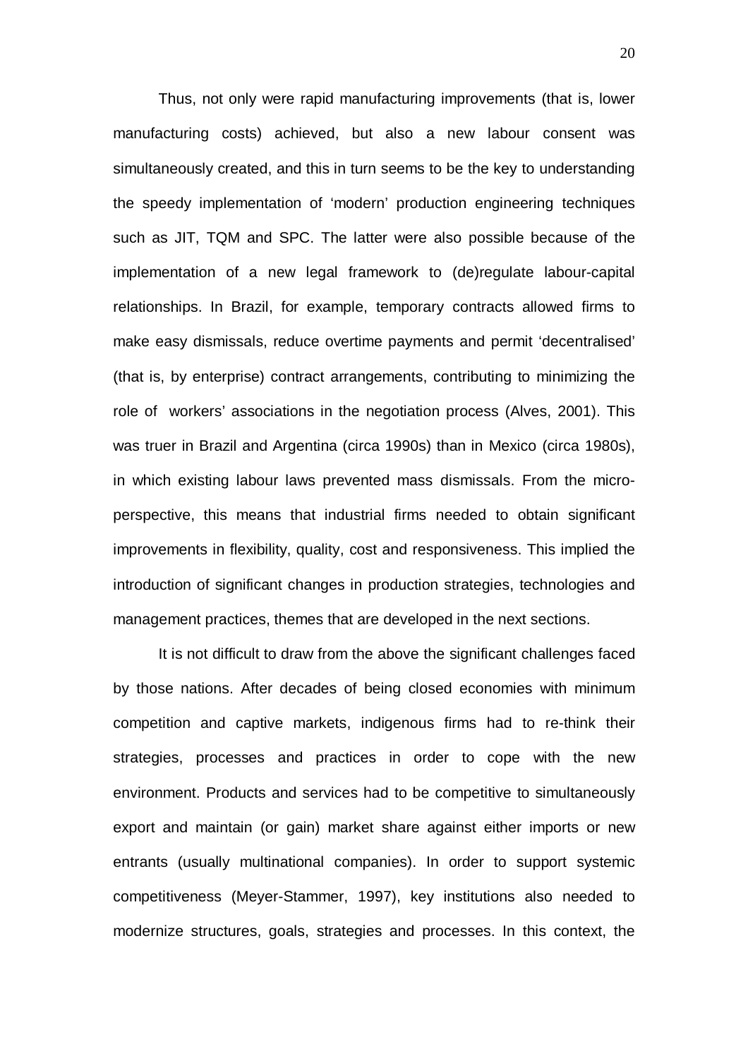Thus, not only were rapid manufacturing improvements (that is, lower manufacturing costs) achieved, but also a new labour consent was simultaneously created, and this in turn seems to be the key to understanding the speedy implementation of 'modern' production engineering techniques such as JIT, TQM and SPC. The latter were also possible because of the implementation of a new legal framework to (de)regulate labour-capital relationships. In Brazil, for example, temporary contracts allowed firms to make easy dismissals, reduce overtime payments and permit 'decentralised' (that is, by enterprise) contract arrangements, contributing to minimizing the role of workers' associations in the negotiation process (Alves, 2001). This was truer in Brazil and Argentina (circa 1990s) than in Mexico (circa 1980s), in which existing labour laws prevented mass dismissals. From the micro-perspective, this means that industrial firms needed to obtain significant improvements in flexibility, quality, cost and responsiveness. This implied the introduction of significant changes in production strategies, technologies and management practices, themes that are developed in the next sections.

It is not difficult to draw from the above the significant challenges faced by those nations. After decades of being closed economies with minimum competition and captive markets, indigenous firms had to re-think their strategies, processes and practices in order to cope with the new environment. Products and services had to be competitive to simultaneously export and maintain (or gain) market share against either imports or new entrants (usually multinational companies). In order to support systemic competitiveness (Meyer-Stammer, 1997), key institutions also needed to modernize structures, goals, strategies and processes. In this context, the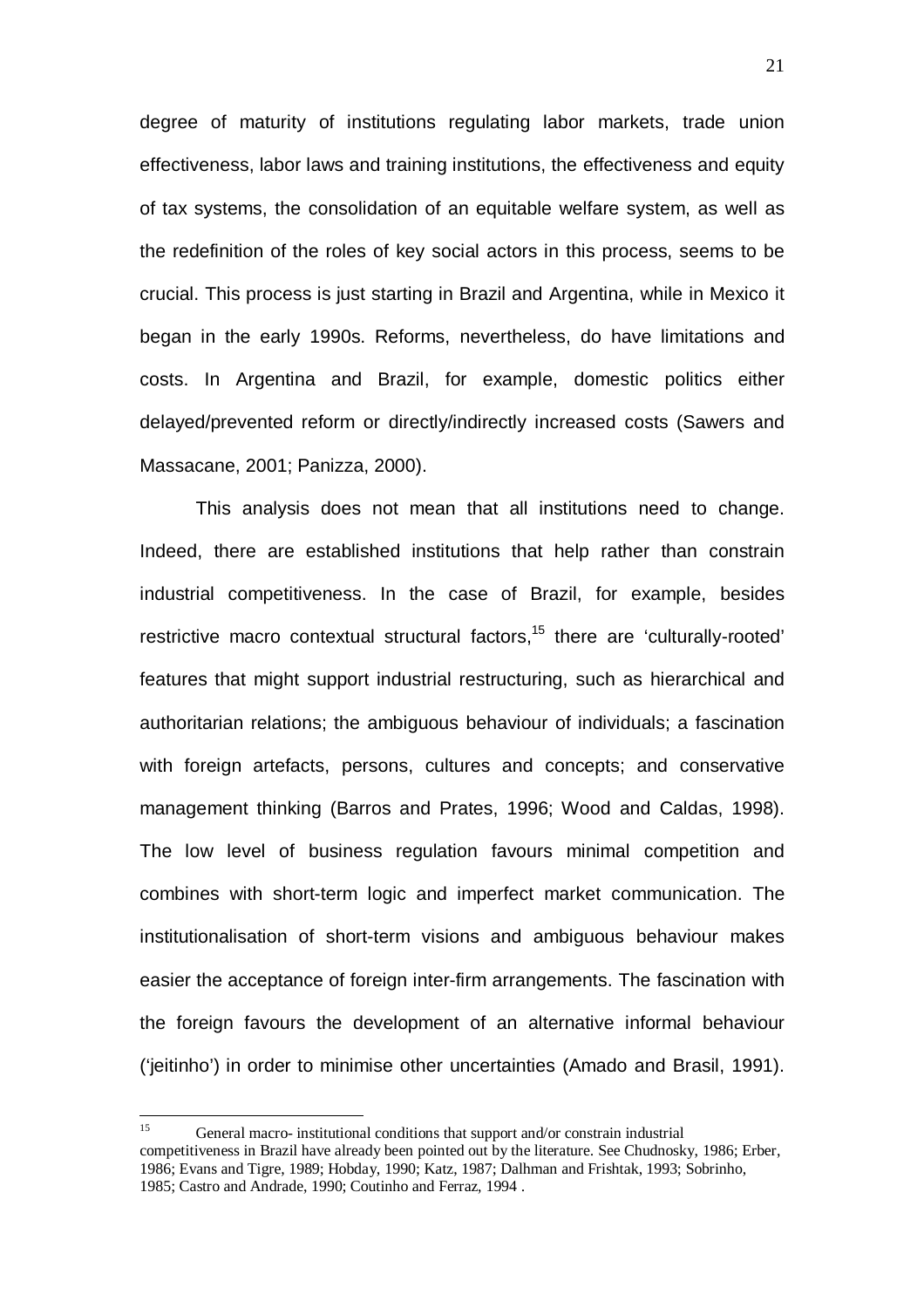degree of maturity of institutions regulating labor markets, trade union effectiveness, labor laws and training institutions, the effectiveness and equity of tax systems, the consolidation of an equitable welfare system, as well as the redefinition of the roles of key social actors in this process, seems to be crucial. This process is just starting in Brazil and Argentina, while in Mexico it began in the early 1990s. Reforms, nevertheless, do have limitations and costs. In Argentina and Brazil, for example, domestic politics either delayed/prevented reform or directly/indirectly increased costs (Sawers and Massacane, 2001; Panizza, 2000).

This analysis does not mean that all institutions need to change. Indeed, there are established institutions that help rather than constrain industrial competitiveness. In the case of Brazil, for example, besides restrictive macro contextual structural factors,[15] there are 'culturally-rooted' features that might support industrial restructuring, such as hierarchical and authoritarian relations; the ambiguous behaviour of individuals; a fascination with foreign artefacts, persons, cultures and concepts; and conservative management thinking (Barros and Prates, 1996; Wood and Caldas, 1998). The low level of business regulation favours minimal competition and combines with short-term logic and imperfect market communication. The institutionalisation of short-term visions and ambiguous behaviour makes easier the acceptance of foreign inter-firm arrangements. The fascination with the foreign favours the development of an alternative informal behaviour ('jeitinho') in order to minimise other uncertainties (Amado and Brasil, 1991).

[15] General macro- institutional conditions that support and/or constrain industrial competitiveness in Brazil have already been pointed out by the literature. See Chudnosky, 1986; Erber, 1986; Evans and Tigre, 1989; Hobday, 1990; Katz, 1987; Dalhman and Frishtak, 1993; Sobrinho, 1985; Castro and Andrade, 1990; Coutinho and Ferraz, 1994 .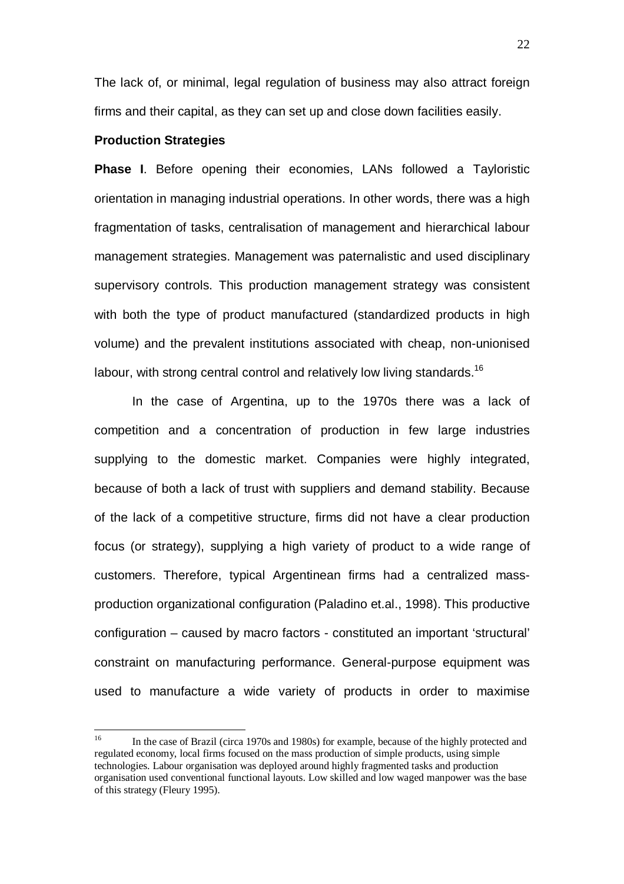The lack of, or minimal, legal regulation of business may also attract foreign firms and their capital, as they can set up and close down facilities easily.

### Production Strategies

**Phase I**. Before opening their economies, LANs followed a Tayloristic orientation in managing industrial operations. In other words, there was a high fragmentation of tasks, centralisation of management and hierarchical labour management strategies. Management was paternalistic and used disciplinary supervisory controls. This production management strategy was consistent with both the type of product manufactured (standardized products in high volume) and the prevalent institutions associated with cheap, non-unionised labour, with strong central control and relatively low living standards.[16]

In the case of Argentina, up to the 1970s there was a lack of competition and a concentration of production in few large industries supplying to the domestic market. Companies were highly integrated, because of both a lack of trust with suppliers and demand stability. Because of the lack of a competitive structure, firms did not have a clear production focus (or strategy), supplying a high variety of product to a wide range of customers. Therefore, typical Argentinean firms had a centralized mass-production organizational configuration (Paladino et.al., 1998). This productive configuration – caused by macro factors - constituted an important 'structural' constraint on manufacturing performance. General-purpose equipment was used to manufacture a wide variety of products in order to maximise

---

[16] In the case of Brazil (circa 1970s and 1980s) for example, because of the highly protected and regulated economy, local firms focused on the mass production of simple products, using simple technologies. Labour organisation was deployed around highly fragmented tasks and production organisation used conventional functional layouts. Low skilled and low waged manpower was the base of this strategy (Fleury 1995).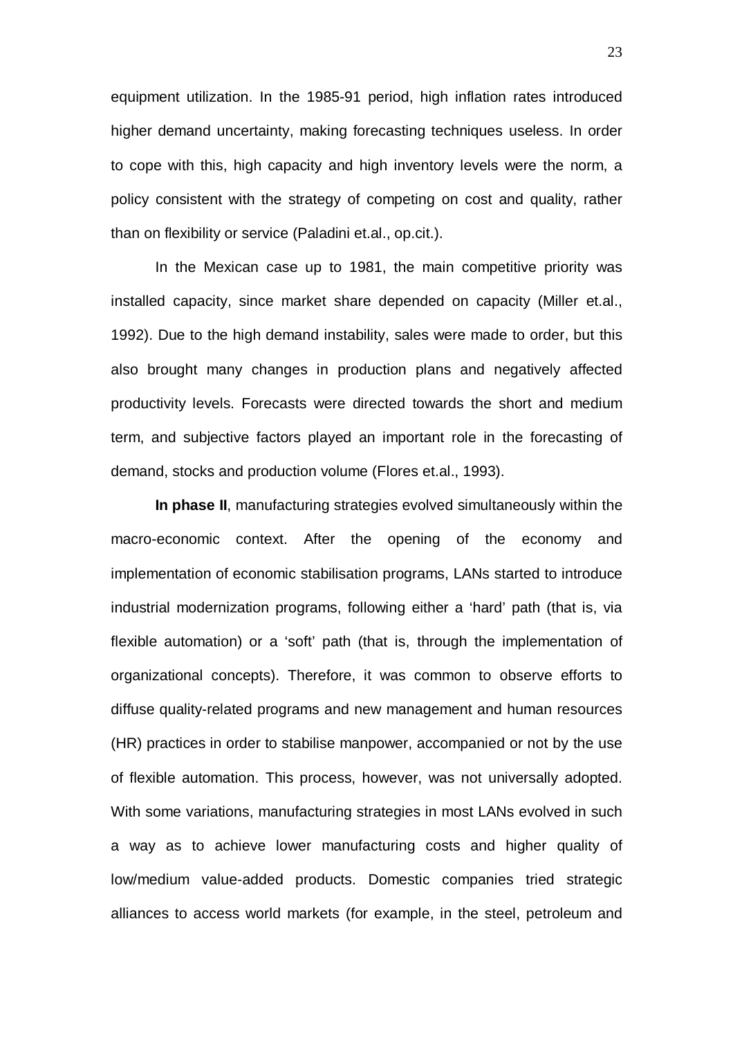equipment utilization. In the 1985-91 period, high inflation rates introduced higher demand uncertainty, making forecasting techniques useless. In order to cope with this, high capacity and high inventory levels were the norm, a policy consistent with the strategy of competing on cost and quality, rather than on flexibility or service (Paladini et.al., op.cit.).

In the Mexican case up to 1981, the main competitive priority was installed capacity, since market share depended on capacity (Miller et.al., 1992). Due to the high demand instability, sales were made to order, but this also brought many changes in production plans and negatively affected productivity levels. Forecasts were directed towards the short and medium term, and subjective factors played an important role in the forecasting of demand, stocks and production volume (Flores et.al., 1993).

**In phase II**, manufacturing strategies evolved simultaneously within the macro-economic context. After the opening of the economy and implementation of economic stabilisation programs, LANs started to introduce industrial modernization programs, following either a 'hard' path (that is, via flexible automation) or a 'soft' path (that is, through the implementation of organizational concepts). Therefore, it was common to observe efforts to diffuse quality-related programs and new management and human resources (HR) practices in order to stabilise manpower, accompanied or not by the use of flexible automation. This process, however, was not universally adopted. With some variations, manufacturing strategies in most LANs evolved in such a way as to achieve lower manufacturing costs and higher quality of low/medium value-added products. Domestic companies tried strategic alliances to access world markets (for example, in the steel, petroleum and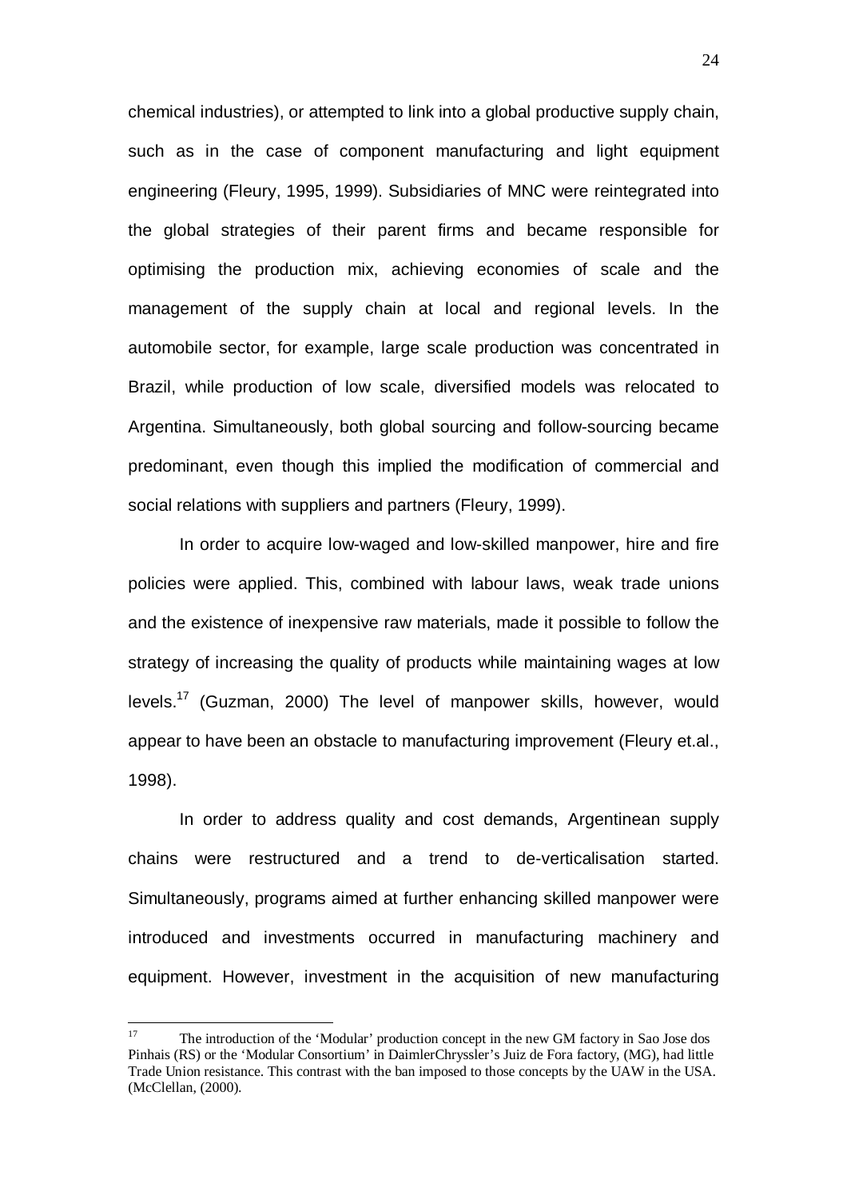chemical industries), or attempted to link into a global productive supply chain, such as in the case of component manufacturing and light equipment engineering (Fleury, 1995, 1999). Subsidiaries of MNC were reintegrated into the global strategies of their parent firms and became responsible for optimising the production mix, achieving economies of scale and the management of the supply chain at local and regional levels. In the automobile sector, for example, large scale production was concentrated in Brazil, while production of low scale, diversified models was relocated to Argentina. Simultaneously, both global sourcing and follow-sourcing became predominant, even though this implied the modification of commercial and social relations with suppliers and partners (Fleury, 1999).

In order to acquire low-waged and low-skilled manpower, hire and fire policies were applied. This, combined with labour laws, weak trade unions and the existence of inexpensive raw materials, made it possible to follow the strategy of increasing the quality of products while maintaining wages at low levels.[17] (Guzman, 2000) The level of manpower skills, however, would appear to have been an obstacle to manufacturing improvement (Fleury et.al., 1998).

In order to address quality and cost demands, Argentinean supply chains were restructured and a trend to de-verticalisation started. Simultaneously, programs aimed at further enhancing skilled manpower were introduced and investments occurred in manufacturing machinery and equipment. However, investment in the acquisition of new manufacturing

---

[17] The introduction of the 'Modular' production concept in the new GM factory in Sao Jose dos Pinhais (RS) or the 'Modular Consortium' in DaimlerChryssler's Juiz de Fora factory, (MG), had little Trade Union resistance. This contrast with the ban imposed to those concepts by the UAW in the USA. (McClellan, (2000).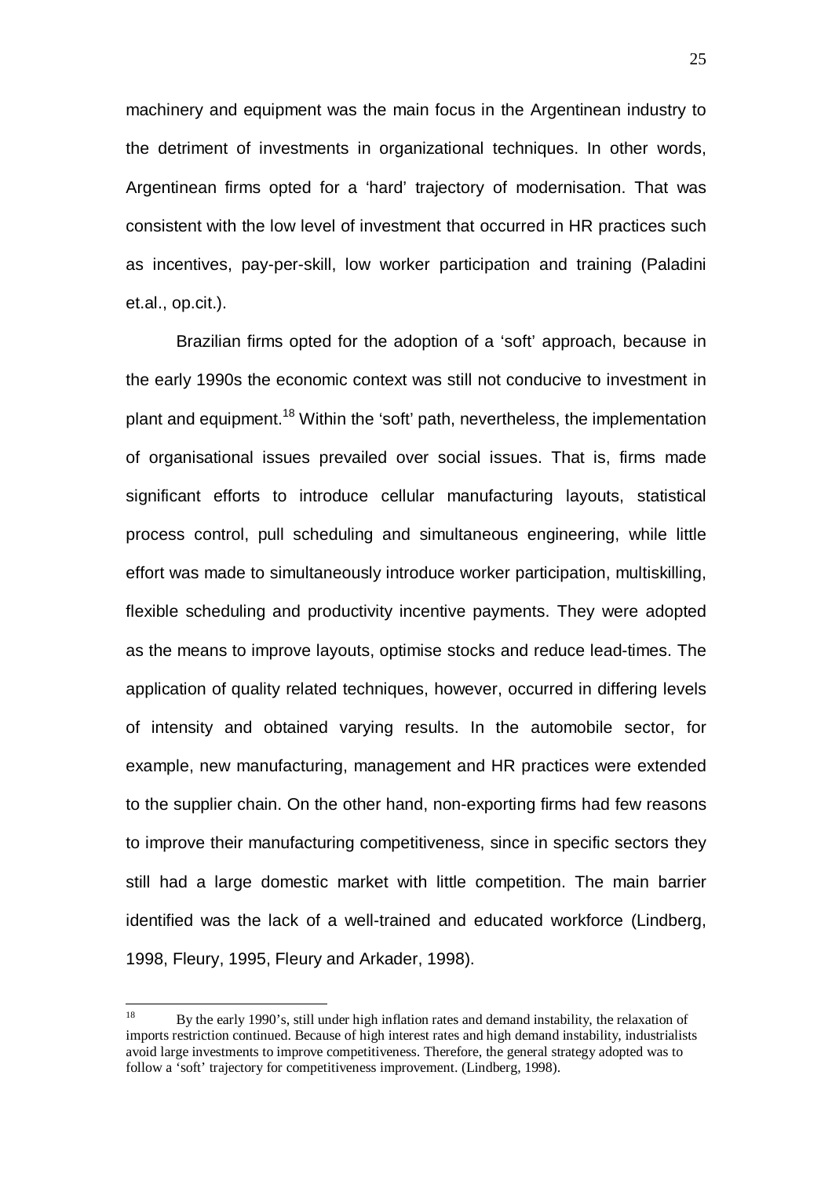machinery and equipment was the main focus in the Argentinean industry to the detriment of investments in organizational techniques. In other words, Argentinean firms opted for a 'hard' trajectory of modernisation. That was consistent with the low level of investment that occurred in HR practices such as incentives, pay-per-skill, low worker participation and training (Paladini et.al., op.cit.).

Brazilian firms opted for the adoption of a 'soft' approach, because in the early 1990s the economic context was still not conducive to investment in plant and equipment.[18] Within the 'soft' path, nevertheless, the implementation of organisational issues prevailed over social issues. That is, firms made significant efforts to introduce cellular manufacturing layouts, statistical process control, pull scheduling and simultaneous engineering, while little effort was made to simultaneously introduce worker participation, multiskilling, flexible scheduling and productivity incentive payments. They were adopted as the means to improve layouts, optimise stocks and reduce lead-times. The application of quality related techniques, however, occurred in differing levels of intensity and obtained varying results. In the automobile sector, for example, new manufacturing, management and HR practices were extended to the supplier chain. On the other hand, non-exporting firms had few reasons to improve their manufacturing competitiveness, since in specific sectors they still had a large domestic market with little competition. The main barrier identified was the lack of a well-trained and educated workforce (Lindberg, 1998, Fleury, 1995, Fleury and Arkader, 1998).

---

[18] By the early 1990's, still under high inflation rates and demand instability, the relaxation of imports restriction continued. Because of high interest rates and high demand instability, industrialists avoid large investments to improve competitiveness. Therefore, the general strategy adopted was to follow a 'soft' trajectory for competitiveness improvement. (Lindberg, 1998).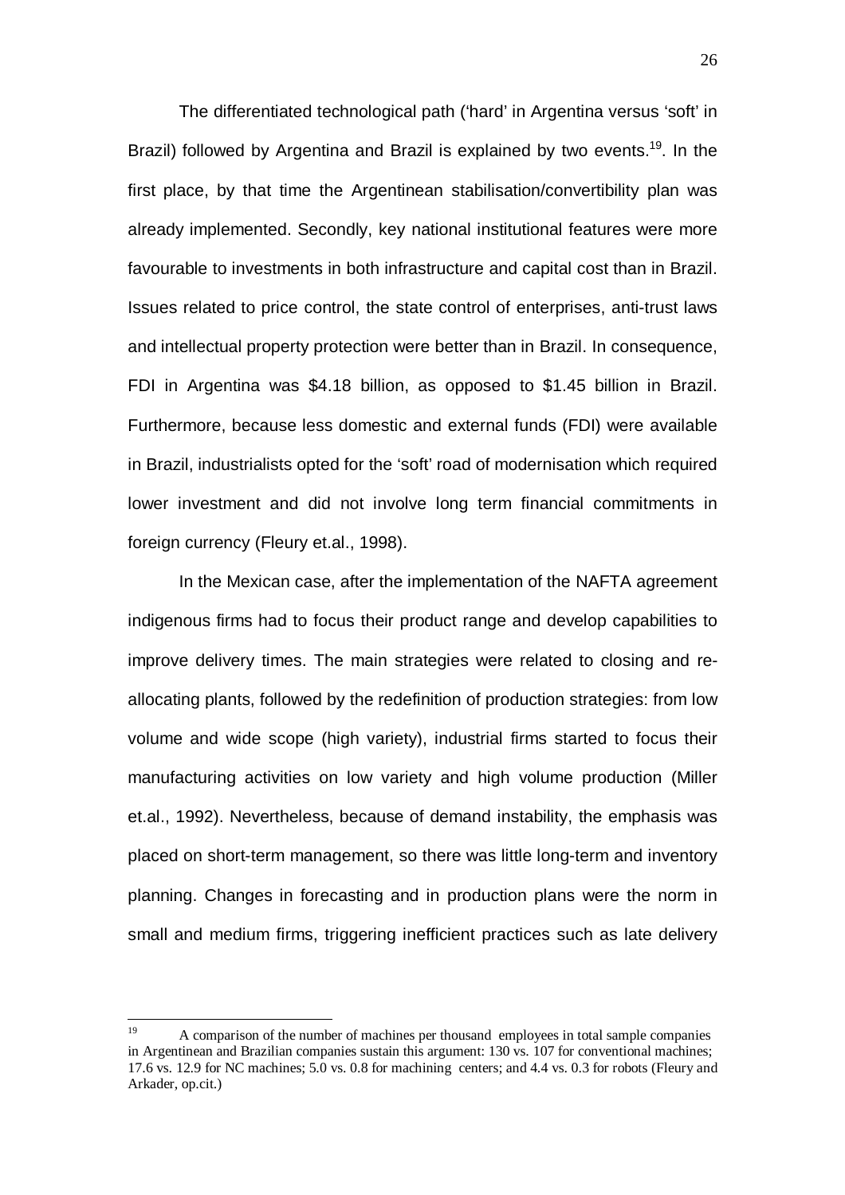The differentiated technological path ('hard' in Argentina versus 'soft' in Brazil) followed by Argentina and Brazil is explained by two events.[19]. In the first place, by that time the Argentinean stabilisation/convertibility plan was already implemented. Secondly, key national institutional features were more favourable to investments in both infrastructure and capital cost than in Brazil. Issues related to price control, the state control of enterprises, anti-trust laws and intellectual property protection were better than in Brazil. In consequence, FDI in Argentina was $4.18 billion, as opposed to $1.45 billion in Brazil. Furthermore, because less domestic and external funds (FDI) were available in Brazil, industrialists opted for the 'soft' road of modernisation which required lower investment and did not involve long term financial commitments in foreign currency (Fleury et.al., 1998).

In the Mexican case, after the implementation of the NAFTA agreement indigenous firms had to focus their product range and develop capabilities to improve delivery times. The main strategies were related to closing and re-allocating plants, followed by the redefinition of production strategies: from low volume and wide scope (high variety), industrial firms started to focus their manufacturing activities on low variety and high volume production (Miller et.al., 1992). Nevertheless, because of demand instability, the emphasis was placed on short-term management, so there was little long-term and inventory planning. Changes in forecasting and in production plans were the norm in small and medium firms, triggering inefficient practices such as late delivery

---

[19] A comparison of the number of machines per thousand employees in total sample companies in Argentinean and Brazilian companies sustain this argument: 130 vs. 107 for conventional machines; 17.6 vs. 12.9 for NC machines; 5.0 vs. 0.8 for machining centers; and 4.4 vs. 0.3 for robots (Fleury and Arkader, op.cit.)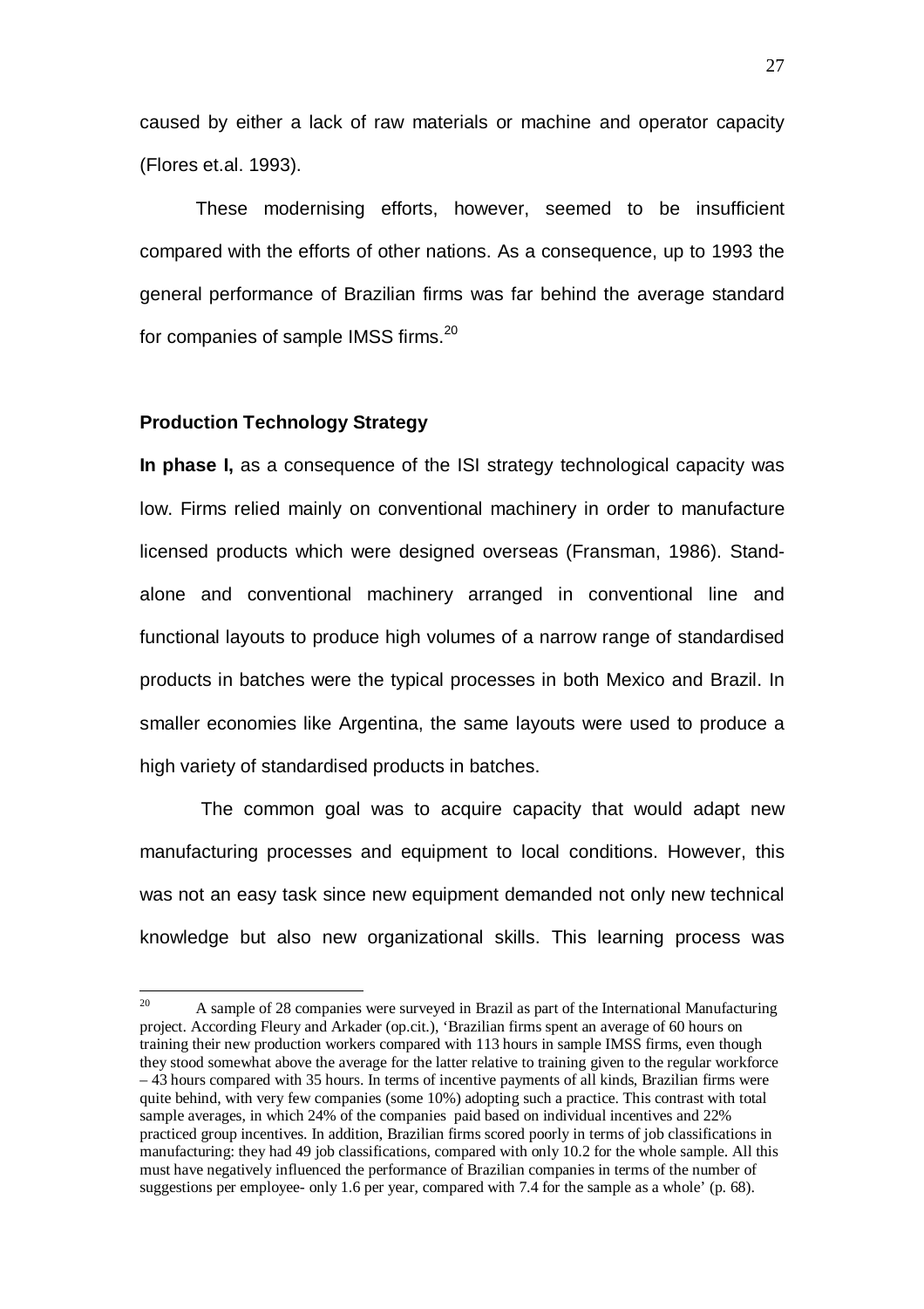caused by either a lack of raw materials or machine and operator capacity (Flores et.al. 1993).

These modernising efforts, however, seemed to be insufficient compared with the efforts of other nations. As a consequence, up to 1993 the general performance of Brazilian firms was far behind the average standard for companies of sample IMSS firms.[20]

### Production Technology Strategy

**In phase I,** as a consequence of the ISI strategy technological capacity was low. Firms relied mainly on conventional machinery in order to manufacture licensed products which were designed overseas (Fransman, 1986). Stand-alone and conventional machinery arranged in conventional line and functional layouts to produce high volumes of a narrow range of standardised products in batches were the typical processes in both Mexico and Brazil. In smaller economies like Argentina, the same layouts were used to produce a high variety of standardised products in batches.

The common goal was to acquire capacity that would adapt new manufacturing processes and equipment to local conditions. However, this was not an easy task since new equipment demanded not only new technical knowledge but also new organizational skills. This learning process was

---

[20] A sample of 28 companies were surveyed in Brazil as part of the International Manufacturing project. According Fleury and Arkader (op.cit.), 'Brazilian firms spent an average of 60 hours on training their new production workers compared with 113 hours in sample IMSS firms, even though they stood somewhat above the average for the latter relative to training given to the regular workforce – 43 hours compared with 35 hours. In terms of incentive payments of all kinds, Brazilian firms were quite behind, with very few companies (some 10%) adopting such a practice. This contrast with total sample averages, in which 24% of the companies paid based on individual incentives and 22% practiced group incentives. In addition, Brazilian firms scored poorly in terms of job classifications in manufacturing: they had 49 job classifications, compared with only 10.2 for the whole sample. All this must have negatively influenced the performance of Brazilian companies in terms of the number of suggestions per employee- only 1.6 per year, compared with 7.4 for the sample as a whole' (p. 68).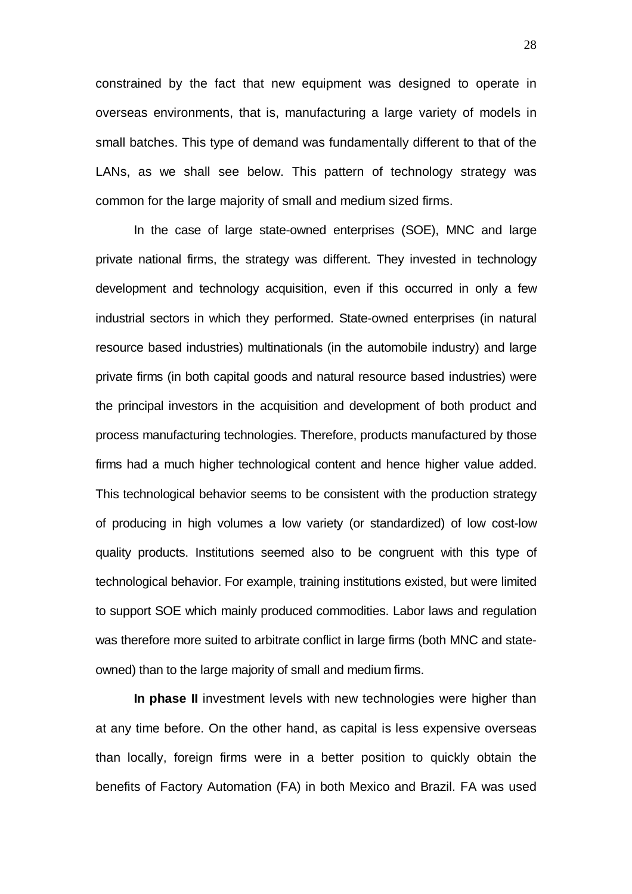constrained by the fact that new equipment was designed to operate in overseas environments, that is, manufacturing a large variety of models in small batches. This type of demand was fundamentally different to that of the LANs, as we shall see below. This pattern of technology strategy was common for the large majority of small and medium sized firms.

In the case of large state-owned enterprises (SOE), MNC and large private national firms, the strategy was different. They invested in technology development and technology acquisition, even if this occurred in only a few industrial sectors in which they performed. State-owned enterprises (in natural resource based industries) multinationals (in the automobile industry) and large private firms (in both capital goods and natural resource based industries) were the principal investors in the acquisition and development of both product and process manufacturing technologies. Therefore, products manufactured by those firms had a much higher technological content and hence higher value added. This technological behavior seems to be consistent with the production strategy of producing in high volumes a low variety (or standardized) of low cost-low quality products. Institutions seemed also to be congruent with this type of technological behavior. For example, training institutions existed, but were limited to support SOE which mainly produced commodities. Labor laws and regulation was therefore more suited to arbitrate conflict in large firms (both MNC and state-owned) than to the large majority of small and medium firms.

**In phase II** investment levels with new technologies were higher than at any time before. On the other hand, as capital is less expensive overseas than locally, foreign firms were in a better position to quickly obtain the benefits of Factory Automation (FA) in both Mexico and Brazil. FA was used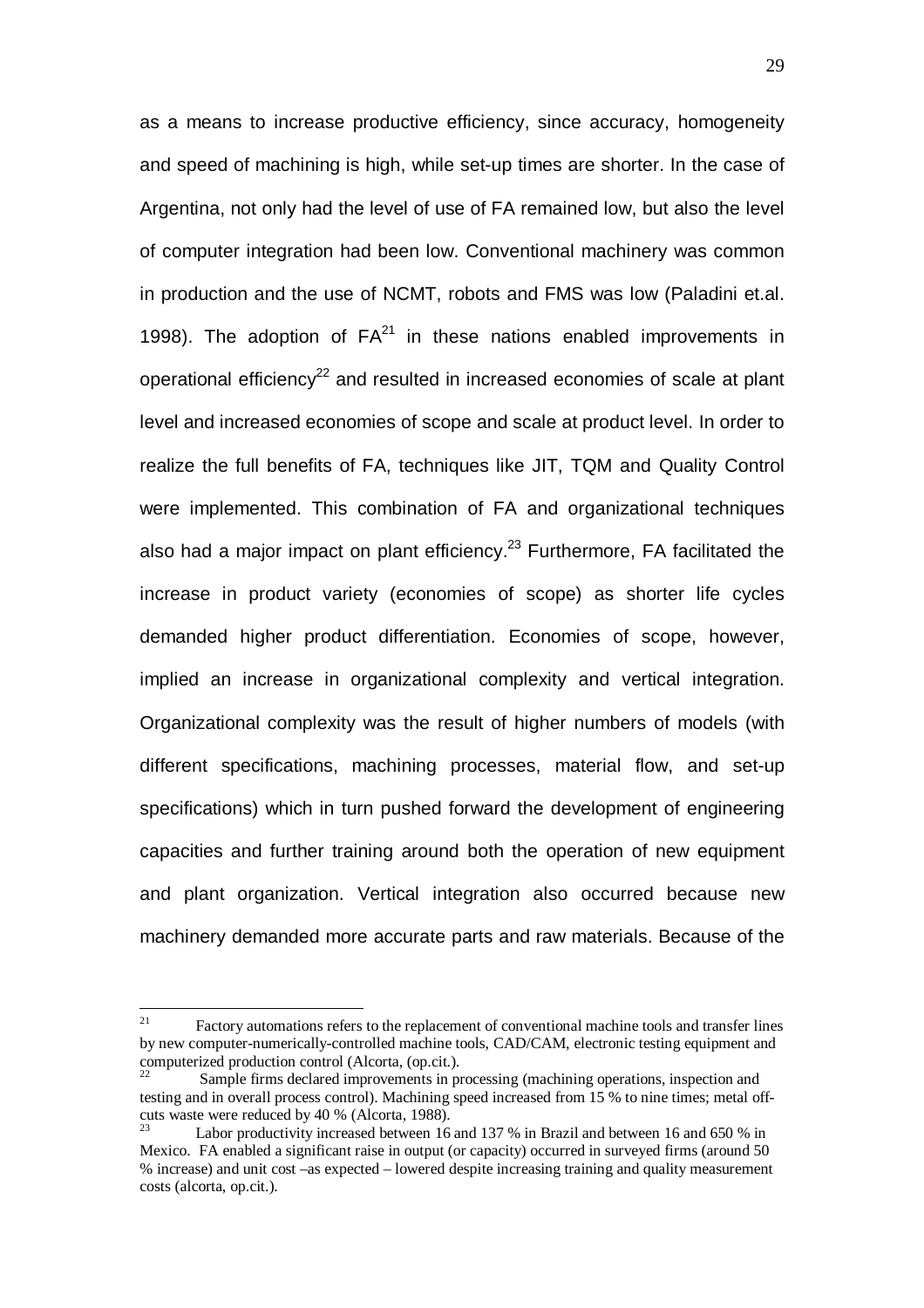as a means to increase productive efficiency, since accuracy, homogeneity and speed of machining is high, while set-up times are shorter. In the case of Argentina, not only had the level of use of FA remained low, but also the level of computer integration had been low. Conventional machinery was common in production and the use of NCMT, robots and FMS was low (Paladini et.al. 1998). The adoption of FA[21] in these nations enabled improvements in operational efficiency[22] and resulted in increased economies of scale at plant level and increased economies of scope and scale at product level. In order to realize the full benefits of FA, techniques like JIT, TQM and Quality Control were implemented. This combination of FA and organizational techniques also had a major impact on plant efficiency.[23] Furthermore, FA facilitated the increase in product variety (economies of scope) as shorter life cycles demanded higher product differentiation. Economies of scope, however, implied an increase in organizational complexity and vertical integration. Organizational complexity was the result of higher numbers of models (with different specifications, machining processes, material flow, and set-up specifications) which in turn pushed forward the development of engineering capacities and further training around both the operation of new equipment and plant organization. Vertical integration also occurred because new machinery demanded more accurate parts and raw materials. Because of the

---

[21] Factory automations refers to the replacement of conventional machine tools and transfer lines by new computer-numerically-controlled machine tools, CAD/CAM, electronic testing equipment and computerized production control (Alcorta, (op.cit.).

[22] Sample firms declared improvements in processing (machining operations, inspection and testing and in overall process control). Machining speed increased from 15 % to nine times; metal off-cuts waste were reduced by 40 % (Alcorta, 1988).

[23] Labor productivity increased between 16 and 137 % in Brazil and between 16 and 650 % in Mexico. FA enabled a significant raise in output (or capacity) occurred in surveyed firms (around 50 % increase) and unit cost –as expected – lowered despite increasing training and quality measurement costs (alcorta, op.cit.).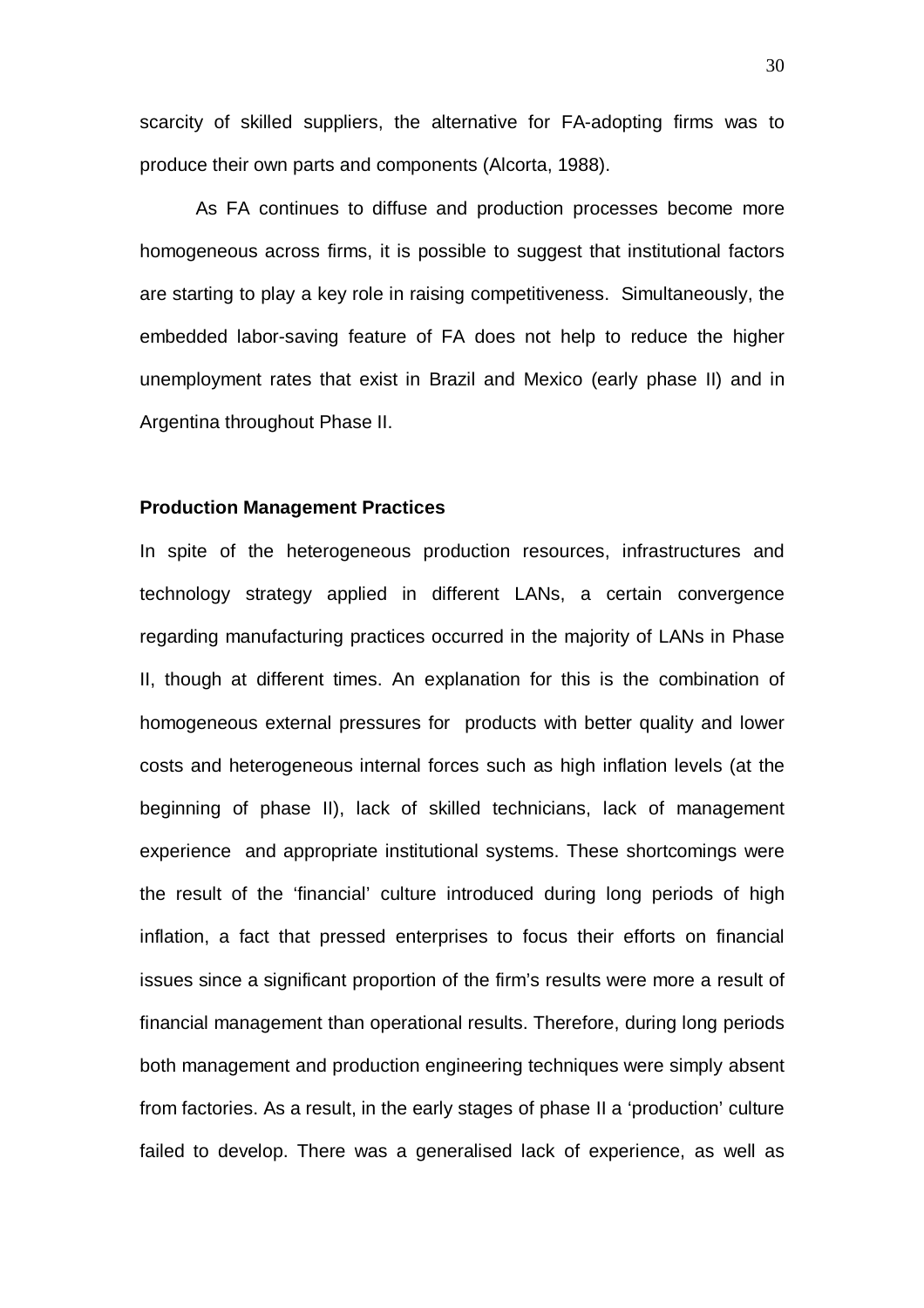scarcity of skilled suppliers, the alternative for FA-adopting firms was to produce their own parts and components (Alcorta, 1988).

As FA continues to diffuse and production processes become more homogeneous across firms, it is possible to suggest that institutional factors are starting to play a key role in raising competitiveness. Simultaneously, the embedded labor-saving feature of FA does not help to reduce the higher unemployment rates that exist in Brazil and Mexico (early phase II) and in Argentina throughout Phase II.

**Production Management Practices**

In spite of the heterogeneous production resources, infrastructures and technology strategy applied in different LANs, a certain convergence regarding manufacturing practices occurred in the majority of LANs in Phase II, though at different times. An explanation for this is the combination of homogeneous external pressures for products with better quality and lower costs and heterogeneous internal forces such as high inflation levels (at the beginning of phase II), lack of skilled technicians, lack of management experience and appropriate institutional systems. These shortcomings were the result of the 'financial' culture introduced during long periods of high inflation, a fact that pressed enterprises to focus their efforts on financial issues since a significant proportion of the firm's results were more a result of financial management than operational results. Therefore, during long periods both management and production engineering techniques were simply absent from factories. As a result, in the early stages of phase II a 'production' culture failed to develop. There was a generalised lack of experience, as well as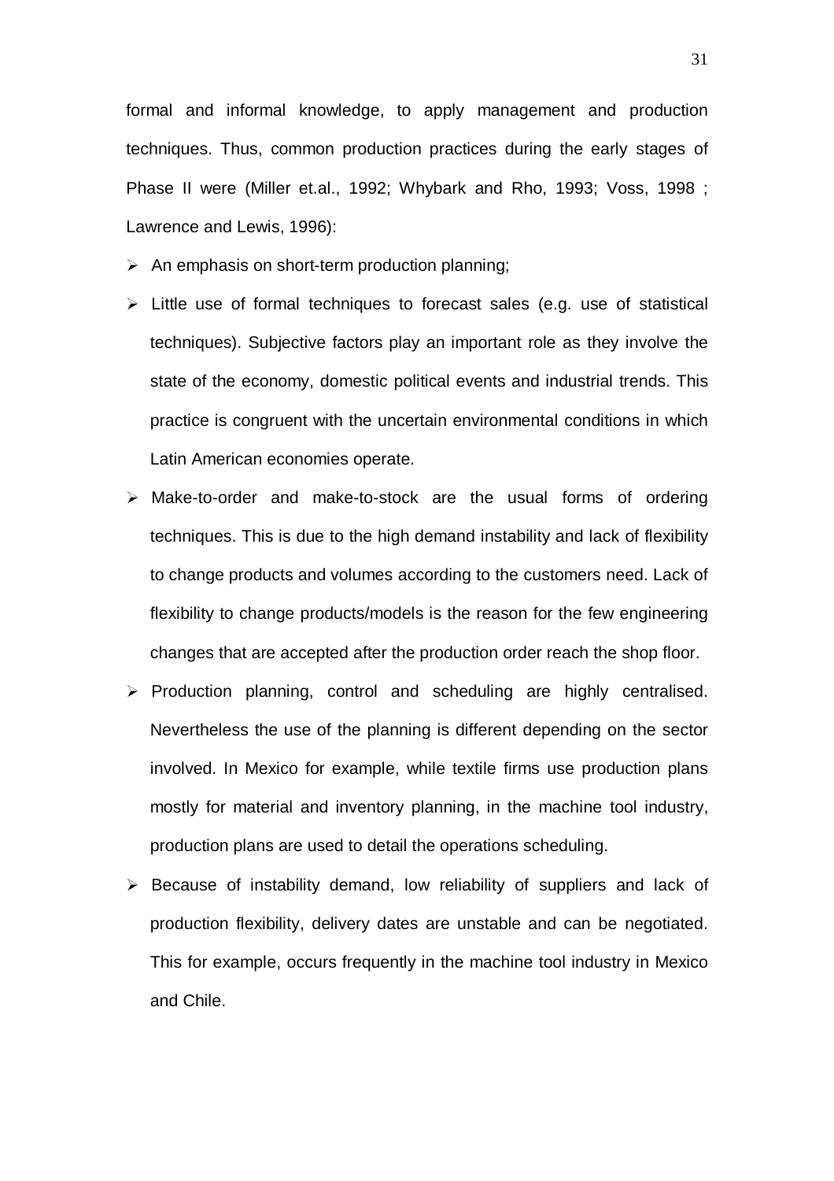formal and informal knowledge, to apply management and production techniques. Thus, common production practices during the early stages of Phase II were (Miller et.al., 1992; Whybark and Rho, 1993; Voss, 1998 ; Lawrence and Lewis, 1996):

- An emphasis on short-term production planning;
- Little use of formal techniques to forecast sales (e.g. use of statistical techniques). Subjective factors play an important role as they involve the state of the economy, domestic political events and industrial trends. This practice is congruent with the uncertain environmental conditions in which Latin American economies operate.
- Make-to-order and make-to-stock are the usual forms of ordering techniques. This is due to the high demand instability and lack of flexibility to change products and volumes according to the customers need. Lack of flexibility to change products/models is the reason for the few engineering changes that are accepted after the production order reach the shop floor.
- Production planning, control and scheduling are highly centralised. Nevertheless the use of the planning is different depending on the sector involved. In Mexico for example, while textile firms use production plans mostly for material and inventory planning, in the machine tool industry, production plans are used to detail the operations scheduling.
- Because of instability demand, low reliability of suppliers and lack of production flexibility, delivery dates are unstable and can be negotiated. This for example, occurs frequently in the machine tool industry in Mexico and Chile.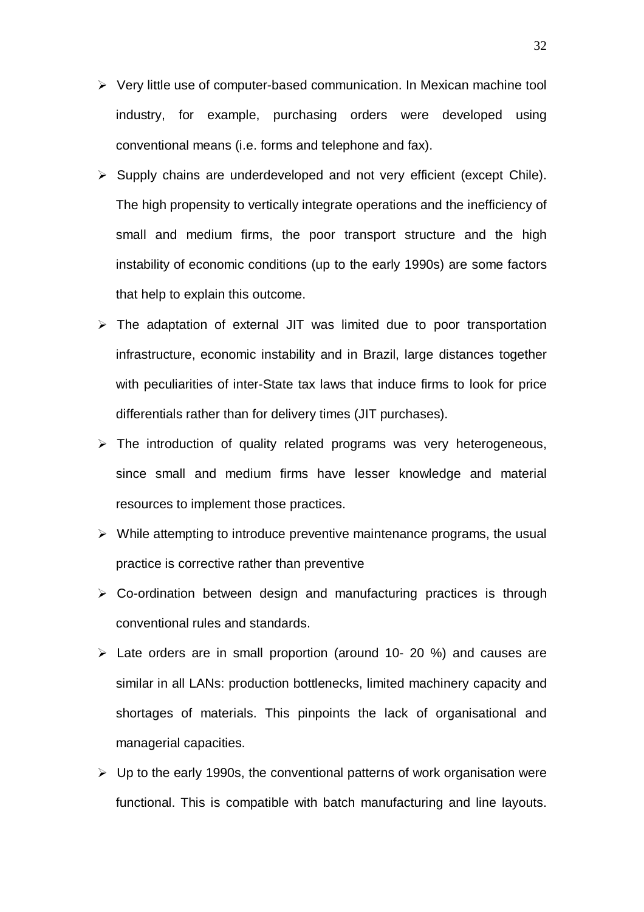- Very little use of computer-based communication. In Mexican machine tool industry, for example, purchasing orders were developed using conventional means (i.e. forms and telephone and fax).
- Supply chains are underdeveloped and not very efficient (except Chile). The high propensity to vertically integrate operations and the inefficiency of small and medium firms, the poor transport structure and the high instability of economic conditions (up to the early 1990s) are some factors that help to explain this outcome.
- The adaptation of external JIT was limited due to poor transportation infrastructure, economic instability and in Brazil, large distances together with peculiarities of inter-State tax laws that induce firms to look for price differentials rather than for delivery times (JIT purchases).
- The introduction of quality related programs was very heterogeneous, since small and medium firms have lesser knowledge and material resources to implement those practices.
- While attempting to introduce preventive maintenance programs, the usual practice is corrective rather than preventive
- Co-ordination between design and manufacturing practices is through conventional rules and standards.
- Late orders are in small proportion (around 10- 20 %) and causes are similar in all LANs: production bottlenecks, limited machinery capacity and shortages of materials. This pinpoints the lack of organisational and managerial capacities.
- Up to the early 1990s, the conventional patterns of work organisation were functional. This is compatible with batch manufacturing and line layouts.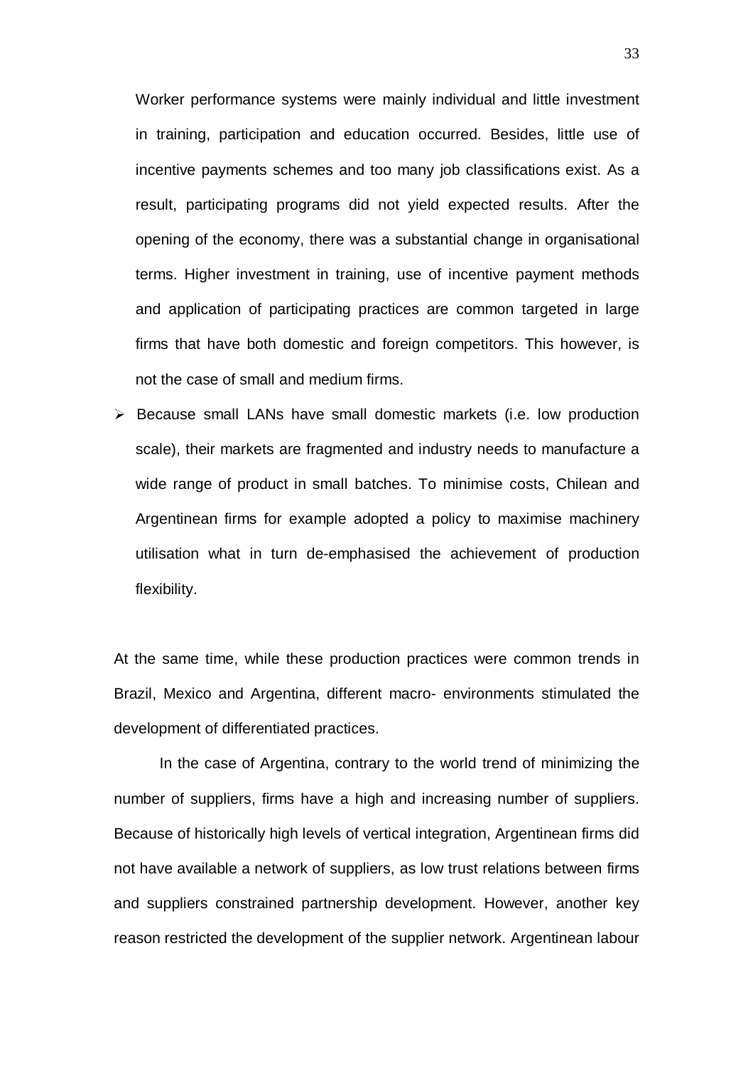Worker performance systems were mainly individual and little investment in training, participation and education occurred. Besides, little use of incentive payments schemes and too many job classifications exist. As a result, participating programs did not yield expected results. After the opening of the economy, there was a substantial change in organisational terms. Higher investment in training, use of incentive payment methods and application of participating practices are common targeted in large firms that have both domestic and foreign competitors. This however, is not the case of small and medium firms.

- Because small LANs have small domestic markets (i.e. low production scale), their markets are fragmented and industry needs to manufacture a wide range of product in small batches. To minimise costs, Chilean and Argentinean firms for example adopted a policy to maximise machinery utilisation what in turn de-emphasised the achievement of production flexibility.

At the same time, while these production practices were common trends in Brazil, Mexico and Argentina, different macro- environments stimulated the development of differentiated practices.

In the case of Argentina, contrary to the world trend of minimizing the number of suppliers, firms have a high and increasing number of suppliers. Because of historically high levels of vertical integration, Argentinean firms did not have available a network of suppliers, as low trust relations between firms and suppliers constrained partnership development. However, another key reason restricted the development of the supplier network. Argentinean labour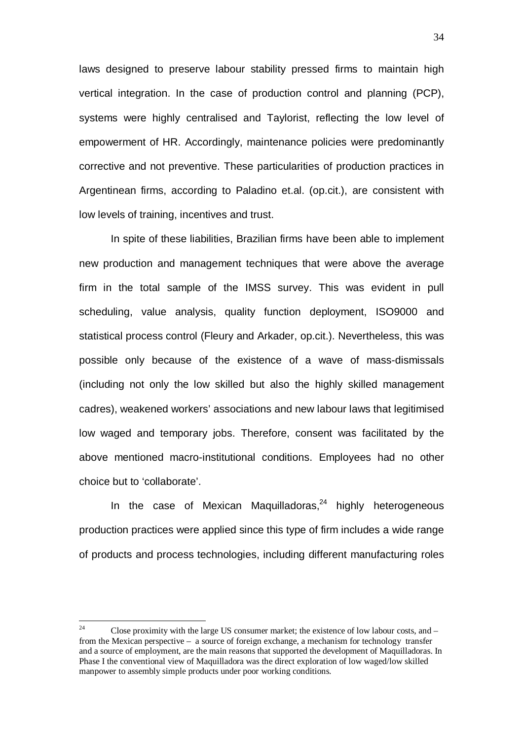laws designed to preserve labour stability pressed firms to maintain high vertical integration. In the case of production control and planning (PCP), systems were highly centralised and Taylorist, reflecting the low level of empowerment of HR. Accordingly, maintenance policies were predominantly corrective and not preventive. These particularities of production practices in Argentinean firms, according to Paladino et.al. (op.cit.), are consistent with low levels of training, incentives and trust.

In spite of these liabilities, Brazilian firms have been able to implement new production and management techniques that were above the average firm in the total sample of the IMSS survey. This was evident in pull scheduling, value analysis, quality function deployment, ISO9000 and statistical process control (Fleury and Arkader, op.cit.). Nevertheless, this was possible only because of the existence of a wave of mass-dismissals (including not only the low skilled but also the highly skilled management cadres), weakened workers' associations and new labour laws that legitimised low waged and temporary jobs. Therefore, consent was facilitated by the above mentioned macro-institutional conditions. Employees had no other choice but to 'collaborate'.

In the case of Mexican Maquilladoras,[24] highly heterogeneous production practices were applied since this type of firm includes a wide range of products and process technologies, including different manufacturing roles

---

[24] Close proximity with the large US consumer market; the existence of low labour costs, and – from the Mexican perspective – a source of foreign exchange, a mechanism for technology transfer and a source of employment, are the main reasons that supported the development of Maquilladoras. In Phase I the conventional view of Maquilladora was the direct exploration of low waged/low skilled manpower to assembly simple products under poor working conditions.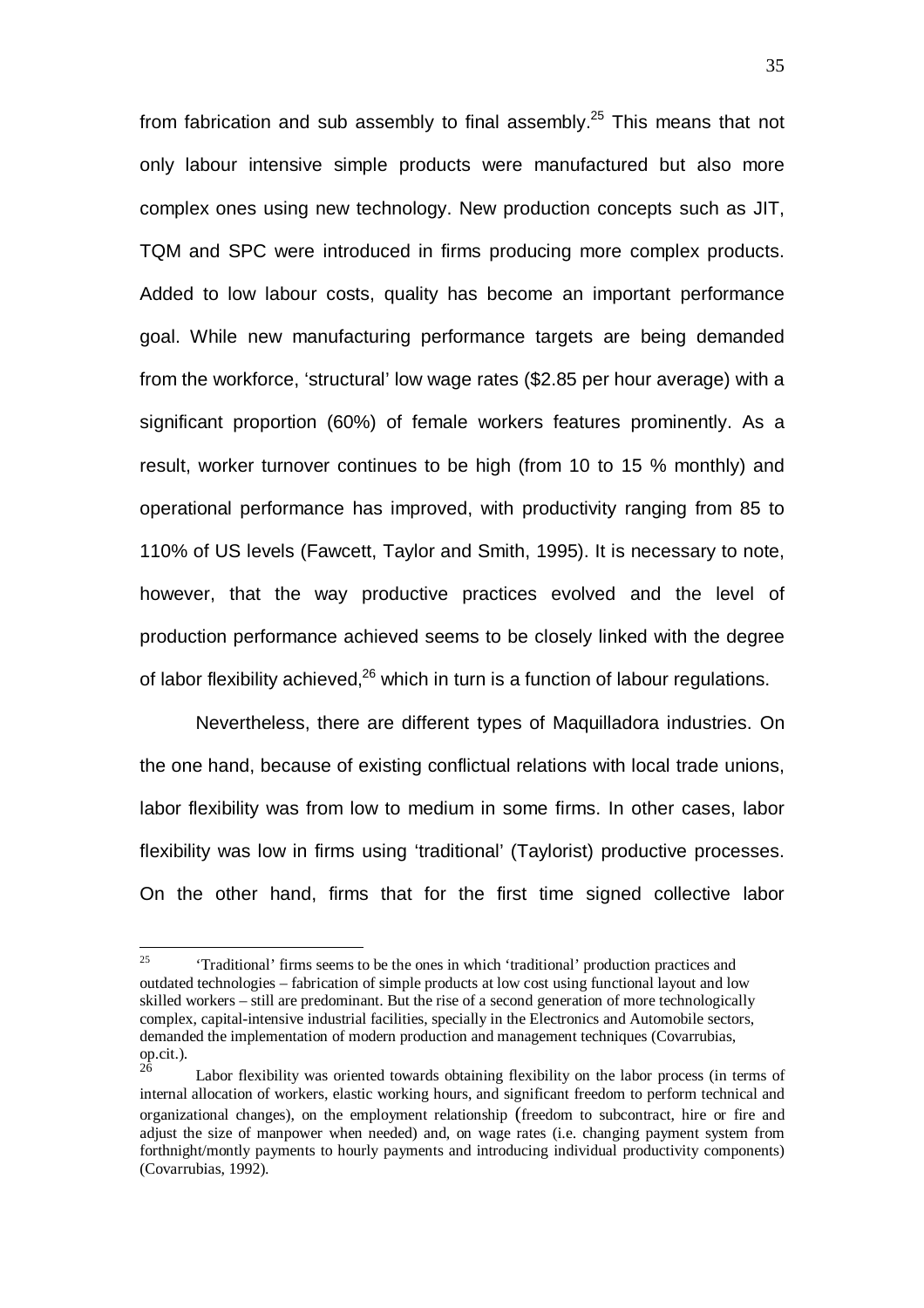from fabrication and sub assembly to final assembly.[25] This means that not only labour intensive simple products were manufactured but also more complex ones using new technology. New production concepts such as JIT, TQM and SPC were introduced in firms producing more complex products. Added to low labour costs, quality has become an important performance goal. While new manufacturing performance targets are being demanded from the workforce, 'structural' low wage rates ($2.85 per hour average) with a significant proportion (60%) of female workers features prominently. As a result, worker turnover continues to be high (from 10 to 15 % monthly) and operational performance has improved, with productivity ranging from 85 to 110% of US levels (Fawcett, Taylor and Smith, 1995). It is necessary to note, however, that the way productive practices evolved and the level of production performance achieved seems to be closely linked with the degree of labor flexibility achieved,[26] which in turn is a function of labour regulations.

Nevertheless, there are different types of Maquilladora industries. On the one hand, because of existing conflictual relations with local trade unions, labor flexibility was from low to medium in some firms. In other cases, labor flexibility was low in firms using 'traditional' (Taylorist) productive processes. On the other hand, firms that for the first time signed collective labor

---

[25] 'Traditional' firms seems to be the ones in which 'traditional' production practices and outdated technologies – fabrication of simple products at low cost using functional layout and low skilled workers – still are predominant. But the rise of a second generation of more technologically complex, capital-intensive industrial facilities, specially in the Electronics and Automobile sectors, demanded the implementation of modern production and management techniques (Covarrubias, op.cit.).

[26] Labor flexibility was oriented towards obtaining flexibility on the labor process (in terms of internal allocation of workers, elastic working hours, and significant freedom to perform technical and organizational changes), on the employment relationship (freedom to subcontract, hire or fire and adjust the size of manpower when needed) and, on wage rates (i.e. changing payment system from forthnight/montly payments to hourly payments and introducing individual productivity components) (Covarrubias, 1992).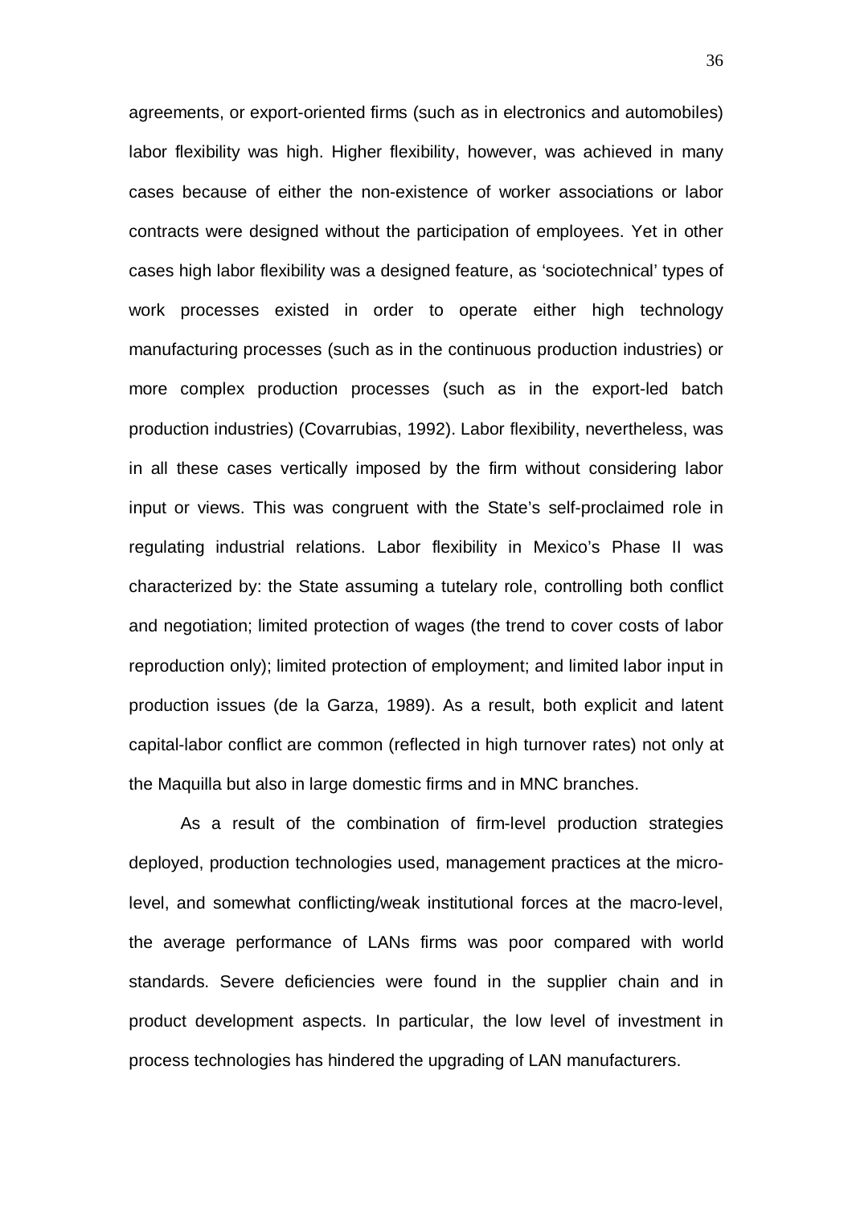agreements, or export-oriented firms (such as in electronics and automobiles) labor flexibility was high. Higher flexibility, however, was achieved in many cases because of either the non-existence of worker associations or labor contracts were designed without the participation of employees. Yet in other cases high labor flexibility was a designed feature, as 'sociotechnical' types of work processes existed in order to operate either high technology manufacturing processes (such as in the continuous production industries) or more complex production processes (such as in the export-led batch production industries) (Covarrubias, 1992). Labor flexibility, nevertheless, was in all these cases vertically imposed by the firm without considering labor input or views. This was congruent with the State's self-proclaimed role in regulating industrial relations. Labor flexibility in Mexico's Phase II was characterized by: the State assuming a tutelary role, controlling both conflict and negotiation; limited protection of wages (the trend to cover costs of labor reproduction only); limited protection of employment; and limited labor input in production issues (de la Garza, 1989). As a result, both explicit and latent capital-labor conflict are common (reflected in high turnover rates) not only at the Maquilla but also in large domestic firms and in MNC branches.

As a result of the combination of firm-level production strategies deployed, production technologies used, management practices at the micro-level, and somewhat conflicting/weak institutional forces at the macro-level, the average performance of LANs firms was poor compared with world standards. Severe deficiencies were found in the supplier chain and in product development aspects. In particular, the low level of investment in process technologies has hindered the upgrading of LAN manufacturers.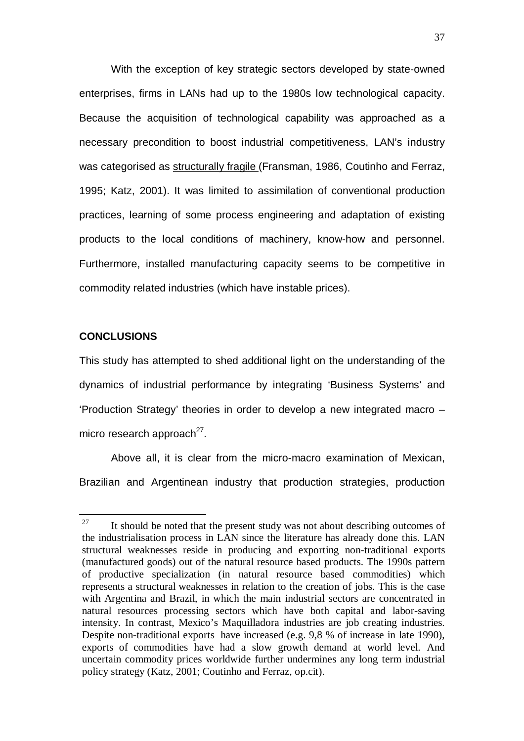With the exception of key strategic sectors developed by state-owned enterprises, firms in LANs had up to the 1980s low technological capacity. Because the acquisition of technological capability was approached as a necessary precondition to boost industrial competitiveness, LAN's industry was categorised as structurally fragile (Fransman, 1986, Coutinho and Ferraz, 1995; Katz, 2001). It was limited to assimilation of conventional production practices, learning of some process engineering and adaptation of existing products to the local conditions of machinery, know-how and personnel. Furthermore, installed manufacturing capacity seems to be competitive in commodity related industries (which have instable prices).

## CONCLUSIONS

This study has attempted to shed additional light on the understanding of the dynamics of industrial performance by integrating 'Business Systems' and 'Production Strategy' theories in order to develop a new integrated macro – micro research approach[27].

Above all, it is clear from the micro-macro examination of Mexican, Brazilian and Argentinean industry that production strategies, production

---

[27] It should be noted that the present study was not about describing outcomes of the industrialisation process in LAN since the literature has already done this. LAN structural weaknesses reside in producing and exporting non-traditional exports (manufactured goods) out of the natural resource based products. The 1990s pattern of productive specialization (in natural resource based commodities) which represents a structural weaknesses in relation to the creation of jobs. This is the case with Argentina and Brazil, in which the main industrial sectors are concentrated in natural resources processing sectors which have both capital and labor-saving intensity. In contrast, Mexico's Maquilladora industries are job creating industries. Despite non-traditional exports have increased (e.g. 9,8 % of increase in late 1990), exports of commodities have had a slow growth demand at world level. And uncertain commodity prices worldwide further undermines any long term industrial policy strategy (Katz, 2001; Coutinho and Ferraz, op.cit).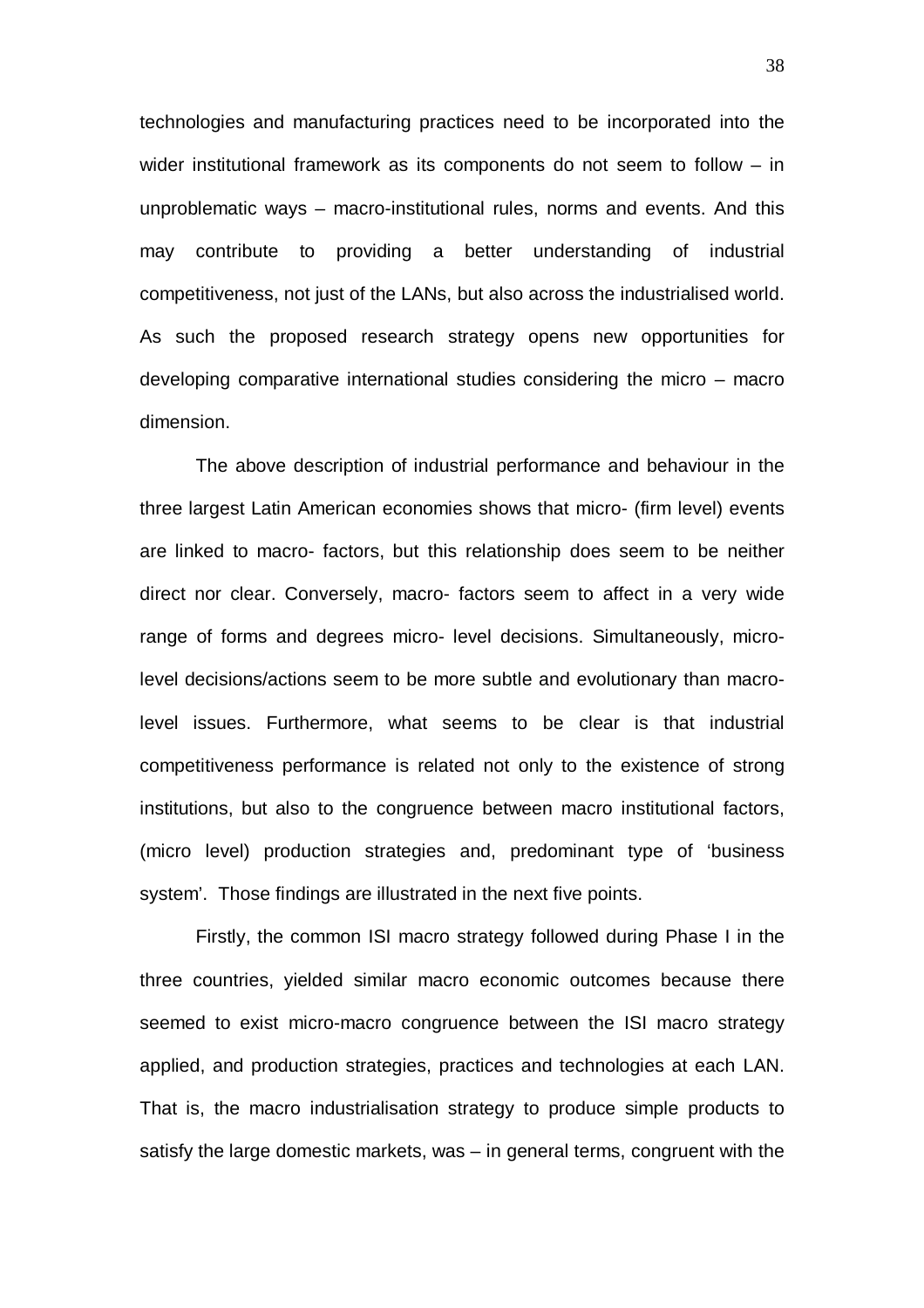technologies and manufacturing practices need to be incorporated into the wider institutional framework as its components do not seem to follow – in unproblematic ways – macro-institutional rules, norms and events. And this may contribute to providing a better understanding of industrial competitiveness, not just of the LANs, but also across the industrialised world. As such the proposed research strategy opens new opportunities for developing comparative international studies considering the micro – macro dimension.

The above description of industrial performance and behaviour in the three largest Latin American economies shows that micro- (firm level) events are linked to macro- factors, but this relationship does seem to be neither direct nor clear. Conversely, macro- factors seem to affect in a very wide range of forms and degrees micro- level decisions. Simultaneously, micro-level decisions/actions seem to be more subtle and evolutionary than macro-level issues. Furthermore, what seems to be clear is that industrial competitiveness performance is related not only to the existence of strong institutions, but also to the congruence between macro institutional factors, (micro level) production strategies and, predominant type of 'business system'. Those findings are illustrated in the next five points.

Firstly, the common ISI macro strategy followed during Phase I in the three countries, yielded similar macro economic outcomes because there seemed to exist micro-macro congruence between the ISI macro strategy applied, and production strategies, practices and technologies at each LAN. That is, the macro industrialisation strategy to produce simple products to satisfy the large domestic markets, was – in general terms, congruent with the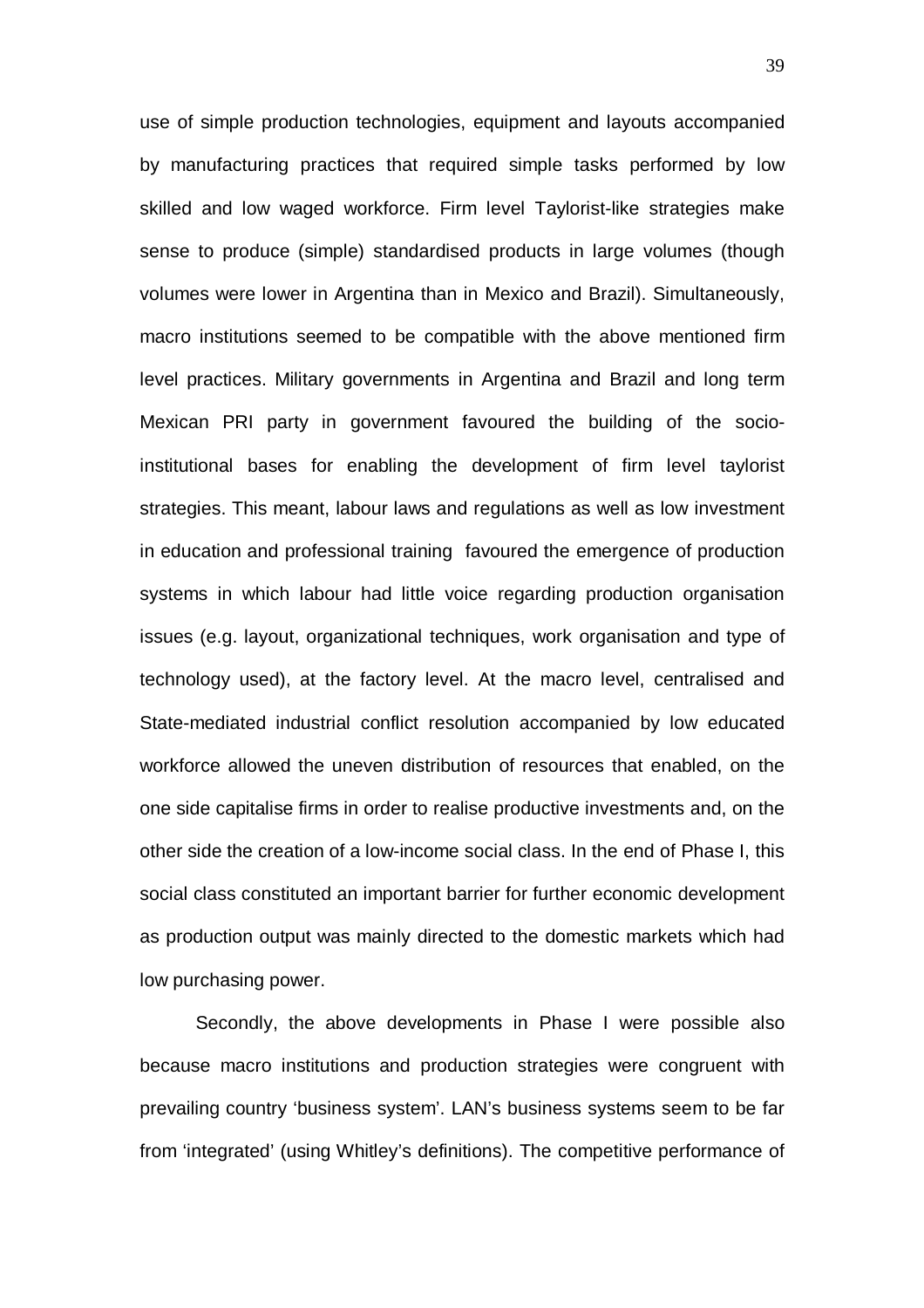use of simple production technologies, equipment and layouts accompanied by manufacturing practices that required simple tasks performed by low skilled and low waged workforce. Firm level Taylorist-like strategies make sense to produce (simple) standardised products in large volumes (though volumes were lower in Argentina than in Mexico and Brazil). Simultaneously, macro institutions seemed to be compatible with the above mentioned firm level practices. Military governments in Argentina and Brazil and long term Mexican PRI party in government favoured the building of the socio-institutional bases for enabling the development of firm level taylorist strategies. This meant, labour laws and regulations as well as low investment in education and professional training favoured the emergence of production systems in which labour had little voice regarding production organisation issues (e.g. layout, organizational techniques, work organisation and type of technology used), at the factory level. At the macro level, centralised and State-mediated industrial conflict resolution accompanied by low educated workforce allowed the uneven distribution of resources that enabled, on the one side capitalise firms in order to realise productive investments and, on the other side the creation of a low-income social class. In the end of Phase I, this social class constituted an important barrier for further economic development as production output was mainly directed to the domestic markets which had low purchasing power.

Secondly, the above developments in Phase I were possible also because macro institutions and production strategies were congruent with prevailing country 'business system'. LAN's business systems seem to be far from 'integrated' (using Whitley's definitions). The competitive performance of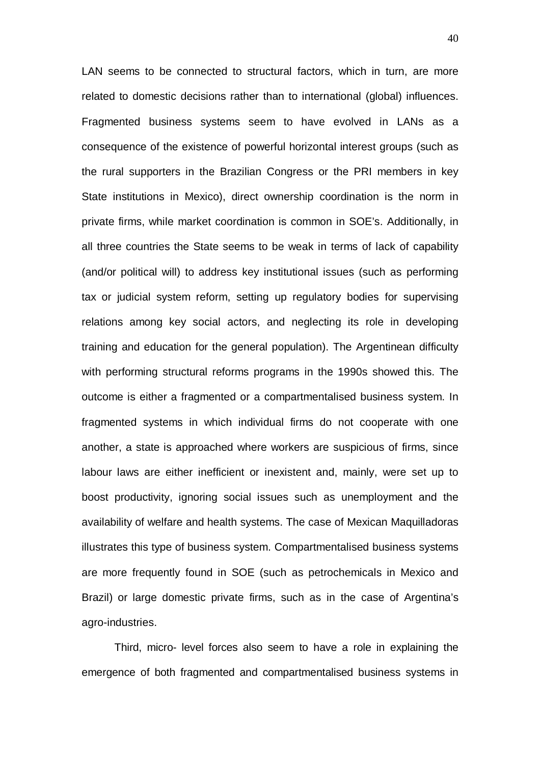LAN seems to be connected to structural factors, which in turn, are more related to domestic decisions rather than to international (global) influences. Fragmented business systems seem to have evolved in LANs as a consequence of the existence of powerful horizontal interest groups (such as the rural supporters in the Brazilian Congress or the PRI members in key State institutions in Mexico), direct ownership coordination is the norm in private firms, while market coordination is common in SOE's. Additionally, in all three countries the State seems to be weak in terms of lack of capability (and/or political will) to address key institutional issues (such as performing tax or judicial system reform, setting up regulatory bodies for supervising relations among key social actors, and neglecting its role in developing training and education for the general population). The Argentinean difficulty with performing structural reforms programs in the 1990s showed this. The outcome is either a fragmented or a compartmentalised business system. In fragmented systems in which individual firms do not cooperate with one another, a state is approached where workers are suspicious of firms, since labour laws are either inefficient or inexistent and, mainly, were set up to boost productivity, ignoring social issues such as unemployment and the availability of welfare and health systems. The case of Mexican Maquilladoras illustrates this type of business system. Compartmentalised business systems are more frequently found in SOE (such as petrochemicals in Mexico and Brazil) or large domestic private firms, such as in the case of Argentina's agro-industries.

Third, micro- level forces also seem to have a role in explaining the emergence of both fragmented and compartmentalised business systems in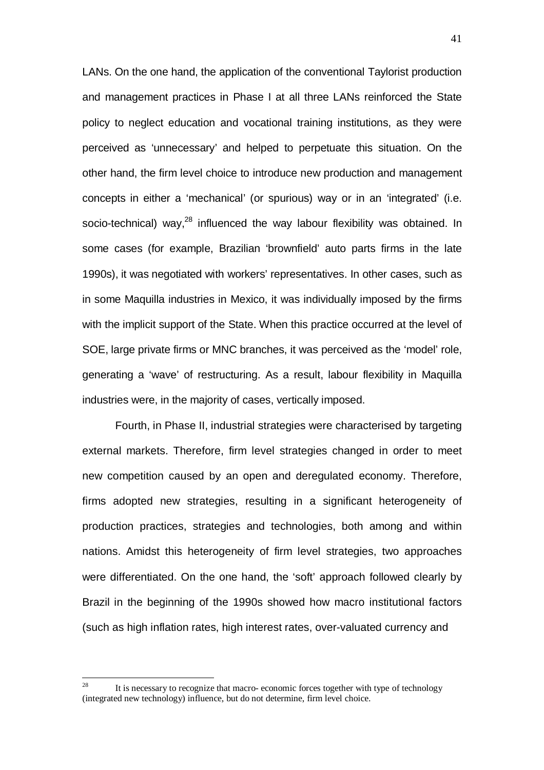LANs. On the one hand, the application of the conventional Taylorist production and management practices in Phase I at all three LANs reinforced the State policy to neglect education and vocational training institutions, as they were perceived as 'unnecessary' and helped to perpetuate this situation. On the other hand, the firm level choice to introduce new production and management concepts in either a 'mechanical' (or spurious) way or in an 'integrated' (i.e. socio-technical) way,[28] influenced the way labour flexibility was obtained. In some cases (for example, Brazilian 'brownfield' auto parts firms in the late 1990s), it was negotiated with workers' representatives. In other cases, such as in some Maquilla industries in Mexico, it was individually imposed by the firms with the implicit support of the State. When this practice occurred at the level of SOE, large private firms or MNC branches, it was perceived as the 'model' role, generating a 'wave' of restructuring. As a result, labour flexibility in Maquilla industries were, in the majority of cases, vertically imposed.

Fourth, in Phase II, industrial strategies were characterised by targeting external markets. Therefore, firm level strategies changed in order to meet new competition caused by an open and deregulated economy. Therefore, firms adopted new strategies, resulting in a significant heterogeneity of production practices, strategies and technologies, both among and within nations. Amidst this heterogeneity of firm level strategies, two approaches were differentiated. On the one hand, the 'soft' approach followed clearly by Brazil in the beginning of the 1990s showed how macro institutional factors (such as high inflation rates, high interest rates, over-valuated currency and

---

[28] It is necessary to recognize that macro- economic forces together with type of technology (integrated new technology) influence, but do not determine, firm level choice.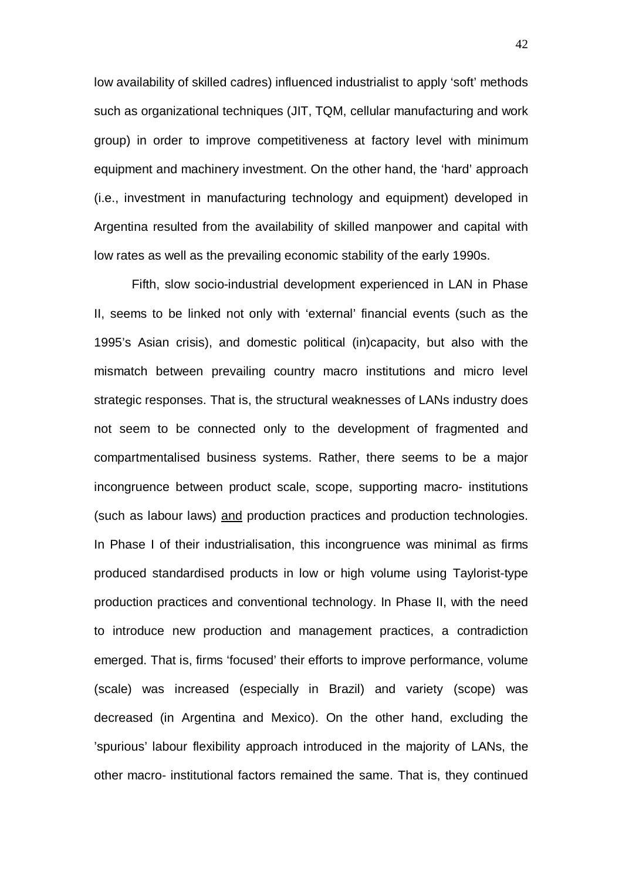low availability of skilled cadres) influenced industrialist to apply 'soft' methods such as organizational techniques (JIT, TQM, cellular manufacturing and work group) in order to improve competitiveness at factory level with minimum equipment and machinery investment. On the other hand, the 'hard' approach (i.e., investment in manufacturing technology and equipment) developed in Argentina resulted from the availability of skilled manpower and capital with low rates as well as the prevailing economic stability of the early 1990s.

Fifth, slow socio-industrial development experienced in LAN in Phase II, seems to be linked not only with 'external' financial events (such as the 1995's Asian crisis), and domestic political (in)capacity, but also with the mismatch between prevailing country macro institutions and micro level strategic responses. That is, the structural weaknesses of LANs industry does not seem to be connected only to the development of fragmented and compartmentalised business systems. Rather, there seems to be a major incongruence between product scale, scope, supporting macro- institutions (such as labour laws) <u>and</u> production practices and production technologies. In Phase I of their industrialisation, this incongruence was minimal as firms produced standardised products in low or high volume using Taylorist-type production practices and conventional technology. In Phase II, with the need to introduce new production and management practices, a contradiction emerged. That is, firms 'focused' their efforts to improve performance, volume (scale) was increased (especially in Brazil) and variety (scope) was decreased (in Argentina and Mexico). On the other hand, excluding the 'spurious' labour flexibility approach introduced in the majority of LANs, the other macro- institutional factors remained the same. That is, they continued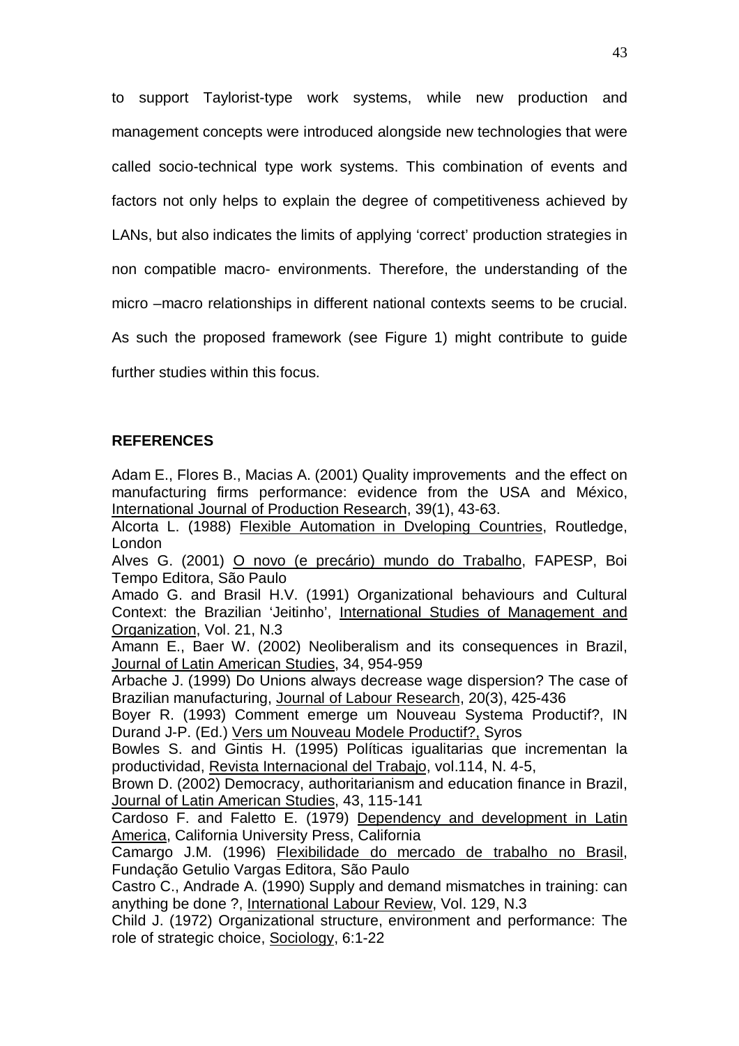to support Taylorist-type work systems, while new production and management concepts were introduced alongside new technologies that were called socio-technical type work systems. This combination of events and factors not only helps to explain the degree of competitiveness achieved by LANs, but also indicates the limits of applying 'correct' production strategies in non compatible macro- environments. Therefore, the understanding of the micro –macro relationships in different national contexts seems to be crucial. As such the proposed framework (see Figure 1) might contribute to guide further studies within this focus.

## REFERENCES

Adam E., Flores B., Macias A. (2001) Quality improvements and the effect on manufacturing firms performance: evidence from the USA and México, International Journal of Production Research, 39(1), 43-63.

Alcorta L. (1988) Flexible Automation in Dveloping Countries, Routledge, London

Alves G. (2001) O novo (e precário) mundo do Trabalho, FAPESP, Boi Tempo Editora, São Paulo

Amado G. and Brasil H.V. (1991) Organizational behaviours and Cultural Context: the Brazilian 'Jeitinho', International Studies of Management and Organization, Vol. 21, N.3

Amann E., Baer W. (2002) Neoliberalism and its consequences in Brazil, Journal of Latin American Studies, 34, 954-959

Arbache J. (1999) Do Unions always decrease wage dispersion? The case of Brazilian manufacturing, Journal of Labour Research, 20(3), 425-436

Boyer R. (1993) Comment emerge um Nouveau Systema Productif?, IN Durand J-P. (Ed.) Vers um Nouveau Modele Productif?, Syros

Bowles S. and Gintis H. (1995) Políticas igualitarias que incrementan la productividad, Revista Internacional del Trabajo, vol.114, N. 4-5,

Brown D. (2002) Democracy, authoritarianism and education finance in Brazil, Journal of Latin American Studies, 43, 115-141

Cardoso F. and Faletto E. (1979) Dependency and development in Latin America, California University Press, California

Camargo J.M. (1996) Flexibilidade do mercado de trabalho no Brasil, Fundação Getulio Vargas Editora, São Paulo

Castro C., Andrade A. (1990) Supply and demand mismatches in training: can anything be done ?, International Labour Review, Vol. 129, N.3

Child J. (1972) Organizational structure, environment and performance: The role of strategic choice, Sociology, 6:1-22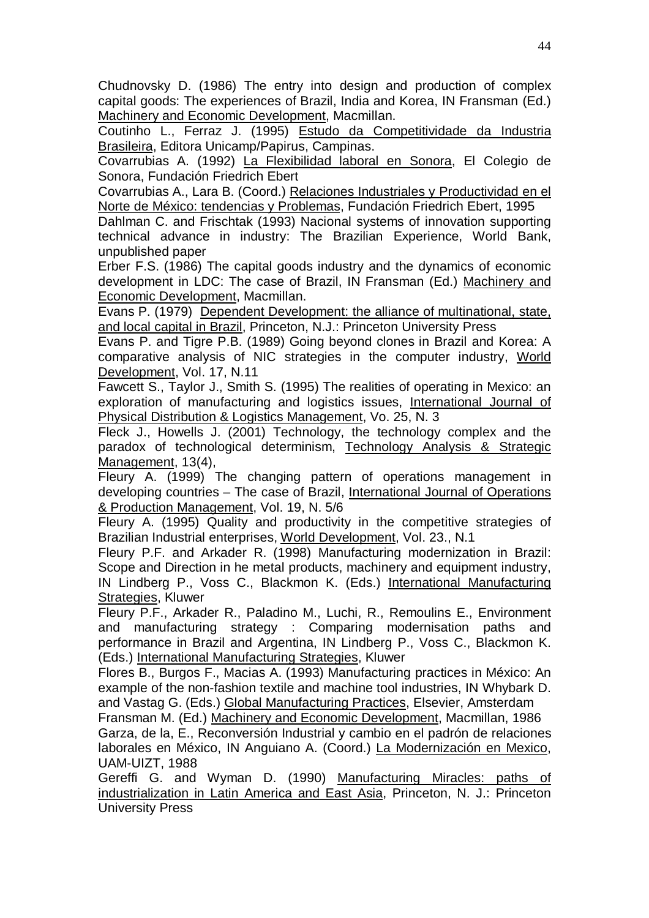Chudnovsky D. (1986) The entry into design and production of complex capital goods: The experiences of Brazil, India and Korea, IN Fransman (Ed.) Machinery and Economic Development, Macmillan.

Coutinho L., Ferraz J. (1995) Estudo da Competitividade da Industria Brasileira, Editora Unicamp/Papirus, Campinas.

Covarrubias A. (1992) La Flexibilidad laboral en Sonora, El Colegio de Sonora, Fundación Friedrich Ebert

Covarrubias A., Lara B. (Coord.) Relaciones Industriales y Productividad en el Norte de México: tendencias y Problemas, Fundación Friedrich Ebert, 1995

Dahlman C. and Frischtak (1993) Nacional systems of innovation supporting technical advance in industry: The Brazilian Experience, World Bank, unpublished paper

Erber F.S. (1986) The capital goods industry and the dynamics of economic development in LDC: The case of Brazil, IN Fransman (Ed.) Machinery and Economic Development, Macmillan.

Evans P. (1979) Dependent Development: the alliance of multinational, state, and local capital in Brazil, Princeton, N.J.: Princeton University Press

Evans P. and Tigre P.B. (1989) Going beyond clones in Brazil and Korea: A comparative analysis of NIC strategies in the computer industry, World Development, Vol. 17, N.11

Fawcett S., Taylor J., Smith S. (1995) The realities of operating in Mexico: an exploration of manufacturing and logistics issues, International Journal of Physical Distribution & Logistics Management, Vo. 25, N. 3

Fleck J., Howells J. (2001) Technology, the technology complex and the paradox of technological determinism, Technology Analysis & Strategic Management, 13(4),

Fleury A. (1999) The changing pattern of operations management in developing countries – The case of Brazil, International Journal of Operations & Production Management, Vol. 19, N. 5/6

Fleury A. (1995) Quality and productivity in the competitive strategies of Brazilian Industrial enterprises, World Development, Vol. 23., N.1

Fleury P.F. and Arkader R. (1998) Manufacturing modernization in Brazil: Scope and Direction in he metal products, machinery and equipment industry, IN Lindberg P., Voss C., Blackmon K. (Eds.) International Manufacturing Strategies, Kluwer

Fleury P.F., Arkader R., Paladino M., Luchi, R., Remoulins E., Environment and manufacturing strategy : Comparing modernisation paths and performance in Brazil and Argentina, IN Lindberg P., Voss C., Blackmon K. (Eds.) International Manufacturing Strategies, Kluwer

Flores B., Burgos F., Macias A. (1993) Manufacturing practices in México: An example of the non-fashion textile and machine tool industries, IN Whybark D. and Vastag G. (Eds.) Global Manufacturing Practices, Elsevier, Amsterdam

Fransman M. (Ed.) Machinery and Economic Development, Macmillan, 1986

Garza, de la, E., Reconversión Industrial y cambio en el padrón de relaciones laborales en México, IN Anguiano A. (Coord.) La Modernización en Mexico, UAM-UIZT, 1988

Gereffi G. and Wyman D. (1990) Manufacturing Miracles: paths of industrialization in Latin America and East Asia, Princeton, N. J.: Princeton University Press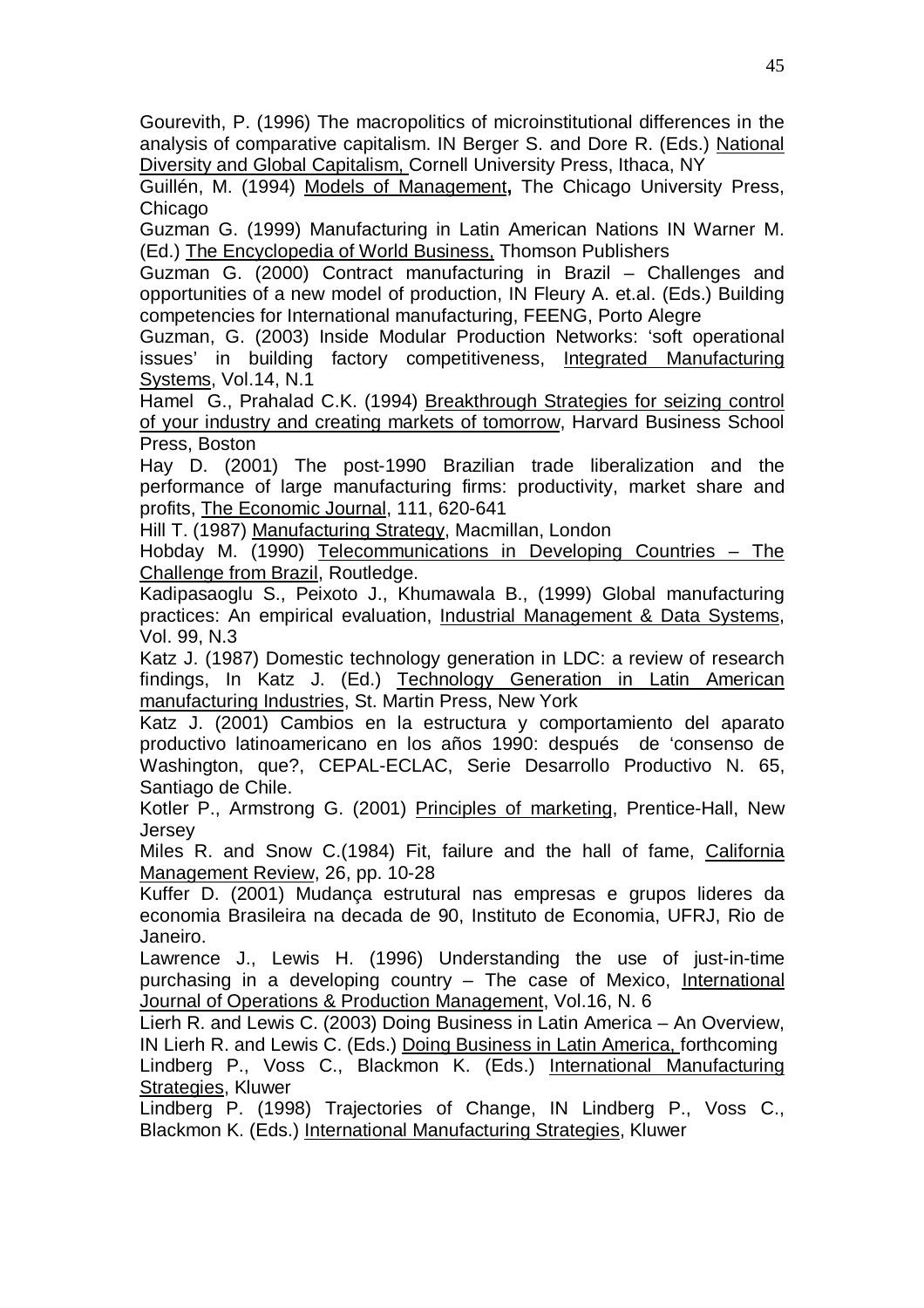Gourevith, P. (1996) The macropolitics of microinstitutional differences in the analysis of comparative capitalism. IN Berger S. and Dore R. (Eds.) National Diversity and Global Capitalism, Cornell University Press, Ithaca, NY

Guillén, M. (1994) Models of Management**,** The Chicago University Press, Chicago

Guzman G. (1999) Manufacturing in Latin American Nations IN Warner M. (Ed.) The Encyclopedia of World Business, Thomson Publishers

Guzman G. (2000) Contract manufacturing in Brazil – Challenges and opportunities of a new model of production, IN Fleury A. et.al. (Eds.) Building competencies for International manufacturing, FEENG, Porto Alegre

Guzman, G. (2003) Inside Modular Production Networks: 'soft operational issues' in building factory competitiveness, Integrated Manufacturing Systems, Vol.14, N.1

Hamel G., Prahalad C.K. (1994) Breakthrough Strategies for seizing control of your industry and creating markets of tomorrow, Harvard Business School Press, Boston

Hay D. (2001) The post-1990 Brazilian trade liberalization and the performance of large manufacturing firms: productivity, market share and profits, The Economic Journal, 111, 620-641

Hill T. (1987) Manufacturing Strategy, Macmillan, London

Hobday M. (1990) Telecommunications in Developing Countries – The Challenge from Brazil, Routledge.

Kadipasaoglu S., Peixoto J., Khumawala B., (1999) Global manufacturing practices: An empirical evaluation, Industrial Management & Data Systems, Vol. 99, N.3

Katz J. (1987) Domestic technology generation in LDC: a review of research findings, In Katz J. (Ed.) Technology Generation in Latin American manufacturing Industries, St. Martin Press, New York

Katz J. (2001) Cambios en la estructura y comportamiento del aparato productivo latinoamericano en los años 1990: después de 'consenso de Washington, que?, CEPAL-ECLAC, Serie Desarrollo Productivo N. 65, Santiago de Chile.

Kotler P., Armstrong G. (2001) Principles of marketing, Prentice-Hall, New Jersey

Miles R. and Snow C.(1984) Fit, failure and the hall of fame, California Management Review, 26, pp. 10-28

Kuffer D. (2001) Mudança estrutural nas empresas e grupos lideres da economia Brasileira na decada de 90, Instituto de Economia, UFRJ, Rio de Janeiro.

Lawrence J., Lewis H. (1996) Understanding the use of just-in-time purchasing in a developing country – The case of Mexico, International Journal of Operations & Production Management, Vol.16, N. 6

Lierh R. and Lewis C. (2003) Doing Business in Latin America – An Overview, IN Lierh R. and Lewis C. (Eds.) Doing Business in Latin America, forthcoming

Lindberg P., Voss C., Blackmon K. (Eds.) International Manufacturing Strategies, Kluwer

Lindberg P. (1998) Trajectories of Change, IN Lindberg P., Voss C., Blackmon K. (Eds.) International Manufacturing Strategies, Kluwer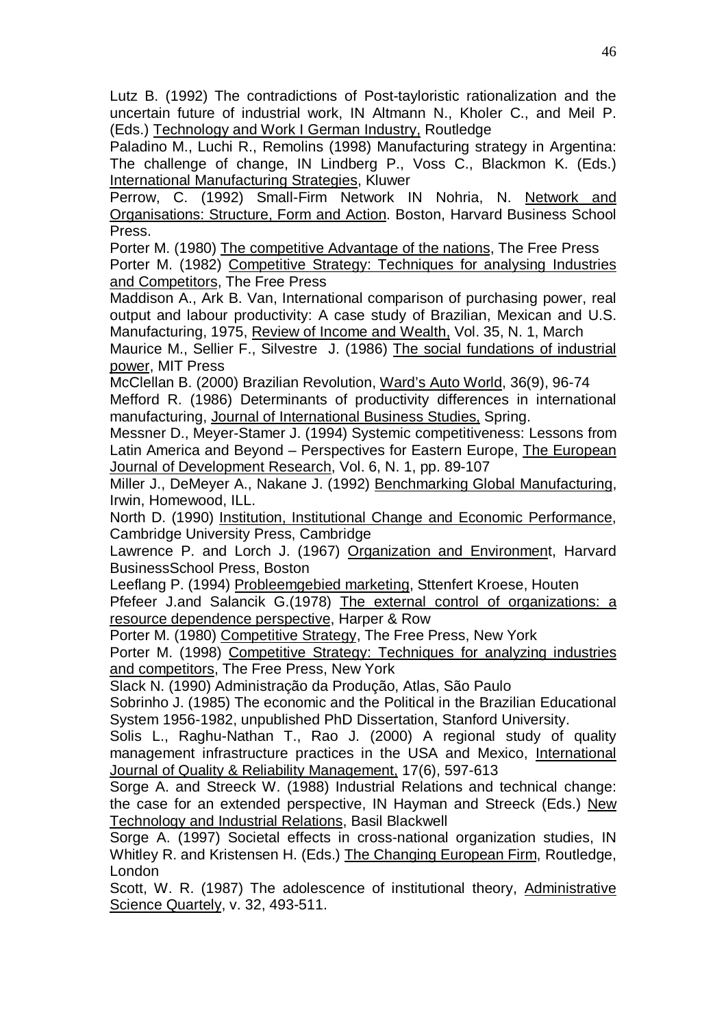Lutz B. (1992) The contradictions of Post-tayloristic rationalization and the uncertain future of industrial work, IN Altmann N., Kholer C., and Meil P. (Eds.) Technology and Work I German Industry, Routledge

Paladino M., Luchi R., Remolins (1998) Manufacturing strategy in Argentina: The challenge of change, IN Lindberg P., Voss C., Blackmon K. (Eds.) International Manufacturing Strategies, Kluwer

Perrow, C. (1992) Small-Firm Network IN Nohria, N. Network and Organisations: Structure, Form and Action. Boston, Harvard Business School Press.

Porter M. (1980) The competitive Advantage of the nations, The Free Press

Porter M. (1982) Competitive Strategy: Techniques for analysing Industries and Competitors, The Free Press

Maddison A., Ark B. Van, International comparison of purchasing power, real output and labour productivity: A case study of Brazilian, Mexican and U.S. Manufacturing, 1975, Review of Income and Wealth, Vol. 35, N. 1, March

Maurice M., Sellier F., Silvestre J. (1986) The social fundations of industrial power, MIT Press

McClellan B. (2000) Brazilian Revolution, Ward's Auto World, 36(9), 96-74

Mefford R. (1986) Determinants of productivity differences in international manufacturing, Journal of International Business Studies, Spring.

Messner D., Meyer-Stamer J. (1994) Systemic competitiveness: Lessons from Latin America and Beyond – Perspectives for Eastern Europe, The European Journal of Development Research, Vol. 6, N. 1, pp. 89-107

Miller J., DeMeyer A., Nakane J. (1992) Benchmarking Global Manufacturing, Irwin, Homewood, ILL.

North D. (1990) Institution, Institutional Change and Economic Performance, Cambridge University Press, Cambridge

Lawrence P. and Lorch J. (1967) Organization and Environment, Harvard BusinessSchool Press, Boston

Leeflang P. (1994) Probleemgebied marketing, Sttenfert Kroese, Houten

Pfefeer J.and Salancik G.(1978) The external control of organizations: a resource dependence perspective, Harper & Row

Porter M. (1980) Competitive Strategy, The Free Press, New York

Porter M. (1998) Competitive Strategy: Techniques for analyzing industries and competitors, The Free Press, New York

Slack N. (1990) Administração da Produção, Atlas, São Paulo

Sobrinho J. (1985) The economic and the Political in the Brazilian Educational System 1956-1982, unpublished PhD Dissertation, Stanford University.

Solis L., Raghu-Nathan T., Rao J. (2000) A regional study of quality management infrastructure practices in the USA and Mexico, International Journal of Quality & Reliability Management, 17(6), 597-613

Sorge A. and Streeck W. (1988) Industrial Relations and technical change: the case for an extended perspective, IN Hayman and Streeck (Eds.) New Technology and Industrial Relations, Basil Blackwell

Sorge A. (1997) Societal effects in cross-national organization studies, IN Whitley R. and Kristensen H. (Eds.) The Changing European Firm, Routledge, London

Scott, W. R. (1987) The adolescence of institutional theory, Administrative Science Quartely, v. 32, 493-511.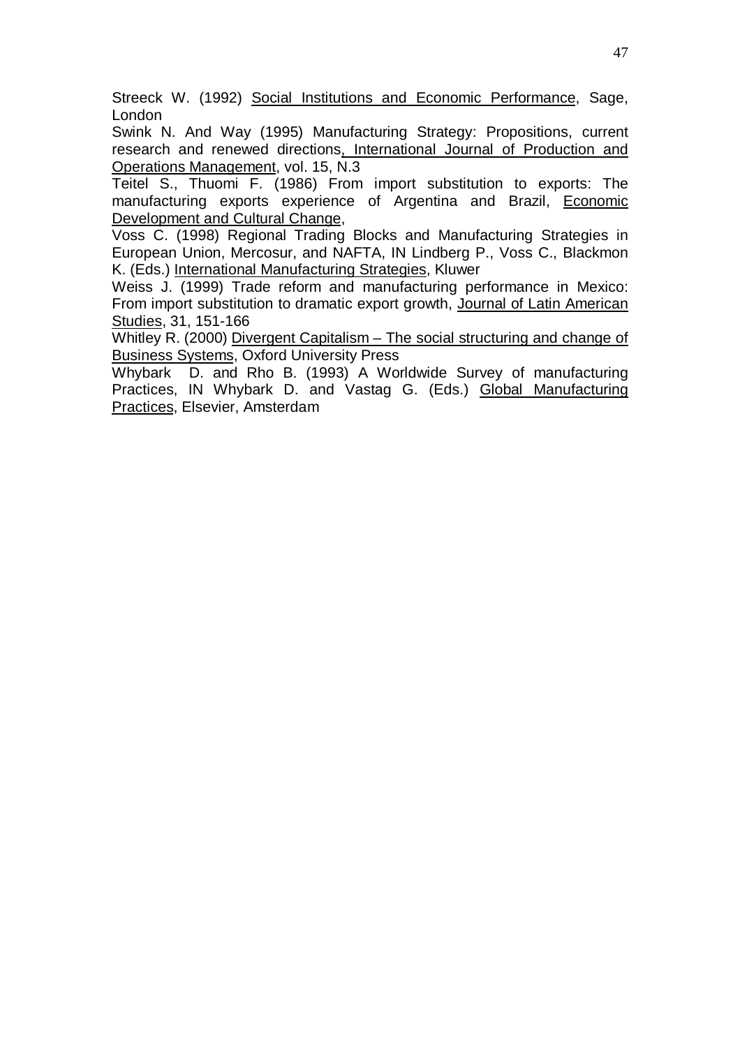Streeck W. (1992) <u>Social Institutions and Economic Performance</u>, Sage, London

Swink N. And Way (1995) Manufacturing Strategy: Propositions, current research and renewed directions<u>, International Journal of Production and Operations Management</u>, vol. 15, N.3

Teitel S., Thuomi F. (1986) From import substitution to exports: The manufacturing exports experience of Argentina and Brazil, <u>Economic Development and Cultural Change</u>,

Voss C. (1998) Regional Trading Blocks and Manufacturing Strategies in European Union, Mercosur, and NAFTA, IN Lindberg P., Voss C., Blackmon K. (Eds.) <u>International Manufacturing Strategies</u>, Kluwer

Weiss J. (1999) Trade reform and manufacturing performance in Mexico: From import substitution to dramatic export growth, <u>Journal of Latin American Studies</u>, 31, 151-166

Whitley R. (2000) <u>Divergent Capitalism – The social structuring and change of Business Systems</u>, Oxford University Press

Whybark D. and Rho B. (1993) A Worldwide Survey of manufacturing Practices, IN Whybark D. and Vastag G. (Eds.) <u>Global Manufacturing Practices</u>, Elsevier, Amsterdam